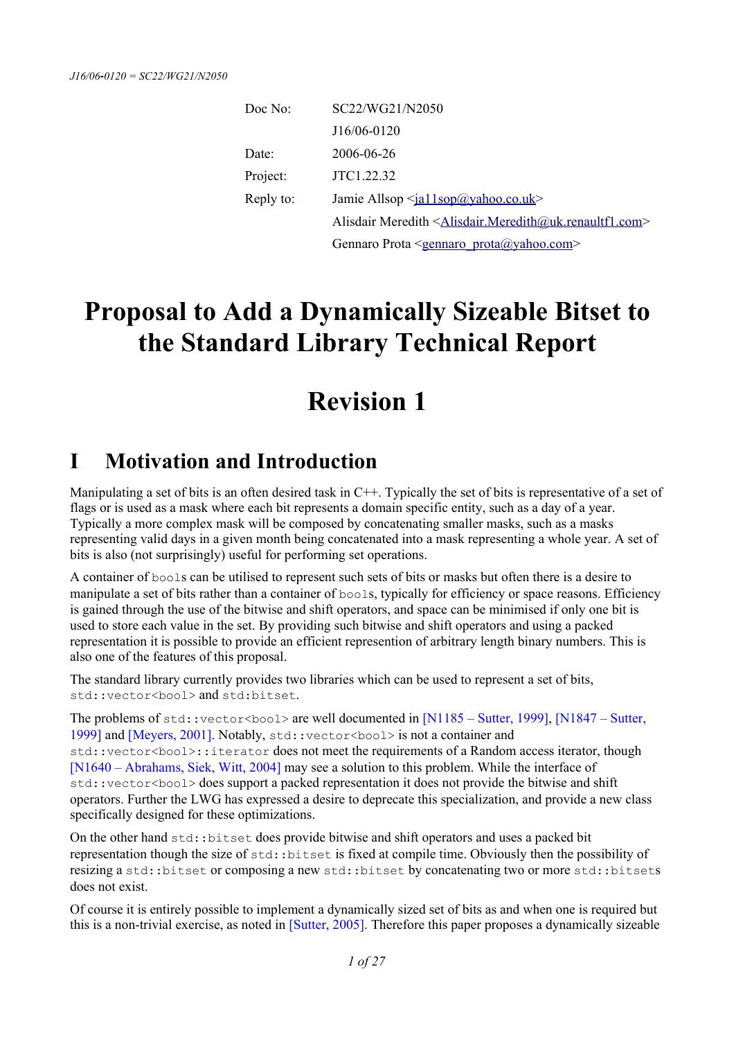*J16/06-0120 = SC22/WG21/N2050*

| | |
|---|---|
| Doc No: | SC22/WG21/N2050 |
| | J16/06-0120 |
| Date: | 2006-06-26 |
| Project: | JTC1.22.32 |
| Reply to: | Jamie Allsop <ja11sop@yahoo.co.uk> |
| | Alisdair Meredith <Alisdair.Meredith@uk.renaultf1.com> |
| | Gennaro Prota <gennaro_prota@yahoo.com> |

# Proposal to Add a Dynamically Sizeable Bitset to the Standard Library Technical Report

# Revision 1

## I Motivation and Introduction

Manipulating a set of bits is an often desired task in C++. Typically the set of bits is representative of a set of flags or is used as a mask where each bit represents a domain specific entity, such as a day of a year. Typically a more complex mask will be composed by concatenating smaller masks, such as a masks representing valid days in a given month being concatenated into a mask representing a whole year. A set of bits is also (not surprisingly) useful for performing set operations.

A container of `bool`s can be utilised to represent such sets of bits or masks but often there is a desire to manipulate a set of bits rather than a container of `bool`s, typically for efficiency or space reasons. Efficiency is gained through the use of the bitwise and shift operators, and space can be minimised if only one bit is used to store each value in the set. By providing such bitwise and shift operators and using a packed representation it is possible to provide an efficient represention of arbitrary length binary numbers. This is also one of the features of this proposal.

The standard library currently provides two libraries which can be used to represent a set of bits, `std::vector<bool>` and `std:bitset`.

The problems of `std::vector<bool>` are well documented in [N1185 – Sutter, 1999], [N1847 – Sutter, 1999] and [Meyers, 2001]. Notably, `std::vector<bool>` is not a container and `std::vector<bool>::iterator` does not meet the requirements of a Random access iterator, though [N1640 – Abrahams, Siek, Witt, 2004] may see a solution to this problem. While the interface of `std::vector<bool>` does support a packed representation it does not provide the bitwise and shift operators. Further the LWG has expressed a desire to deprecate this specialization, and provide a new class specifically designed for these optimizations.

On the other hand `std::bitset` does provide bitwise and shift operators and uses a packed bit representation though the size of `std::bitset` is fixed at compile time. Obviously then the possibility of resizing a `std::bitset` or composing a new `std::bitset` by concatenating two or more `std::bitset`s does not exist.

Of course it is entirely possible to implement a dynamically sized set of bits as and when one is required but this is a non-trivial exercise, as noted in [Sutter, 2005]. Therefore this paper proposes a dynamically sizeable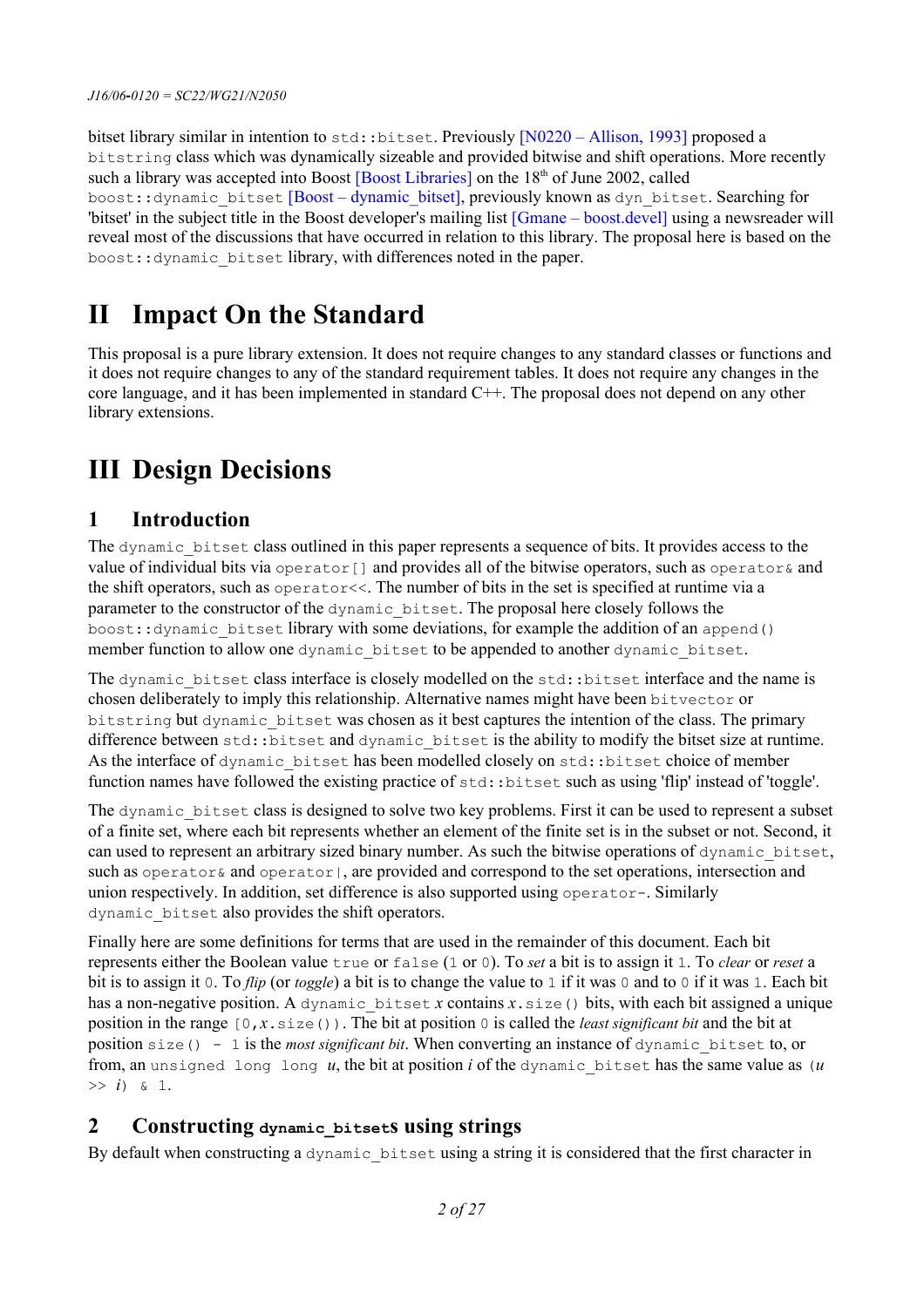bitset library similar in intention to `std::bitset`. Previously [N0220 – Allison, 1993] proposed a `bitstring` class which was dynamically sizeable and provided bitwise and shift operations. More recently such a library was accepted into Boost [Boost Libraries] on the 18th of June 2002, called `boost::dynamic_bitset` [Boost – dynamic_bitset], previously known as `dyn_bitset`. Searching for 'bitset' in the subject title in the Boost developer's mailing list [Gmane – boost.devel] using a newsreader will reveal most of the discussions that have occurred in relation to this library. The proposal here is based on the `boost::dynamic_bitset` library, with differences noted in the paper.

# II Impact On the Standard

This proposal is a pure library extension. It does not require changes to any standard classes or functions and it does not require changes to any of the standard requirement tables. It does not require any changes in the core language, and it has been implemented in standard C++. The proposal does not depend on any other library extensions.

# III Design Decisions

## 1 Introduction

The `dynamic_bitset` class outlined in this paper represents a sequence of bits. It provides access to the value of individual bits via `operator[]` and provides all of the bitwise operators, such as `operator&` and the shift operators, such as `operator<<`. The number of bits in the set is specified at runtime via a parameter to the constructor of the `dynamic_bitset`. The proposal here closely follows the `boost::dynamic_bitset` library with some deviations, for example the addition of an `append()` member function to allow one `dynamic_bitset` to be appended to another `dynamic_bitset`.

The `dynamic_bitset` class interface is closely modelled on the `std::bitset` interface and the name is chosen deliberately to imply this relationship. Alternative names might have been `bitvector` or `bitstring` but `dynamic_bitset` was chosen as it best captures the intention of the class. The primary difference between `std::bitset` and `dynamic_bitset` is the ability to modify the bitset size at runtime. As the interface of `dynamic_bitset` has been modelled closely on `std::bitset` choice of member function names have followed the existing practice of `std::bitset` such as using 'flip' instead of 'toggle'.

The `dynamic_bitset` class is designed to solve two key problems. First it can be used to represent a subset of a finite set, where each bit represents whether an element of the finite set is in the subset or not. Second, it can used to represent an arbitrary sized binary number. As such the bitwise operations of `dynamic_bitset`, such as `operator&` and `operator|`, are provided and correspond to the set operations, intersection and union respectively. In addition, set difference is also supported using `operator-`. Similarly `dynamic_bitset` also provides the shift operators.

Finally here are some definitions for terms that are used in the remainder of this document. Each bit represents either the Boolean value `true` or `false` (`1` or `0`). To *set* a bit is to assign it `1`. To *clear* or *reset* a bit is to assign it `0`. To *flip* (or *toggle*) a bit is to change the value to `1` if it was `0` and to `0` if it was `1`. Each bit has a non-negative position. A `dynamic_bitset` *x* contains `x.size()` bits, with each bit assigned a unique position in the range `[0,x.size())`. The bit at position `0` is called the *least significant bit* and the bit at position `size() - 1` is the *most significant bit*. When converting an instance of `dynamic_bitset` to, or from, an `unsigned long long` *u*, the bit at position *i* of the `dynamic_bitset` has the same value as `(`*u* `>>` *i*`) & 1`.

## 2 Constructing `dynamic_bitset`s using strings

By default when constructing a `dynamic_bitset` using a string it is considered that the first character in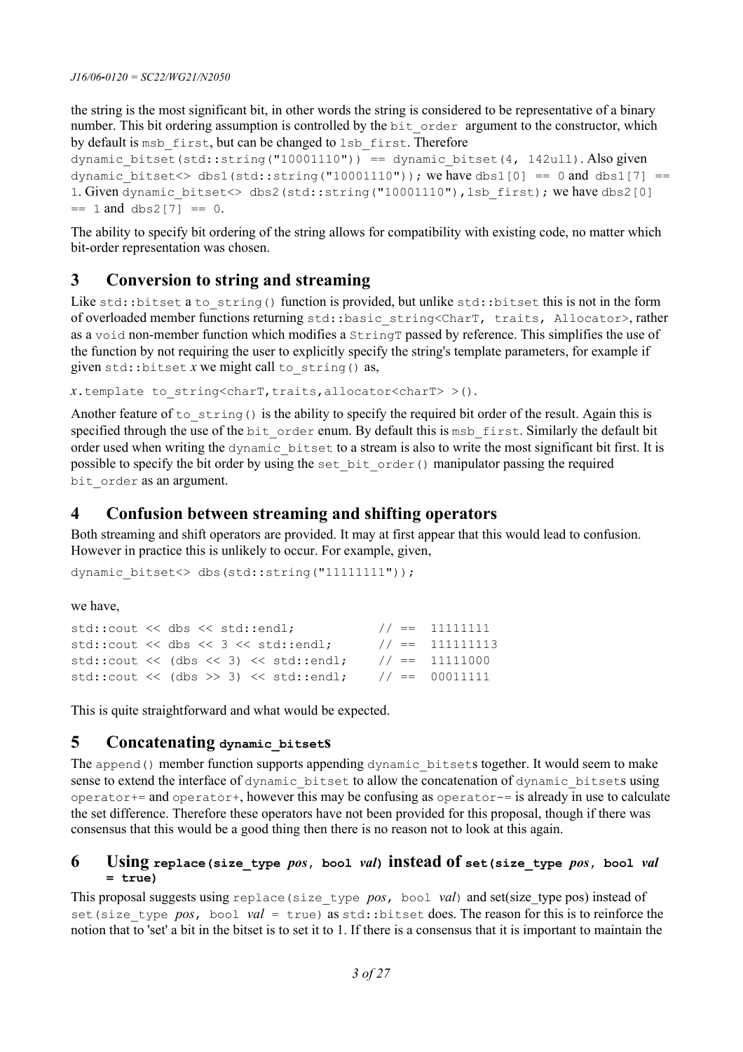the string is the most significant bit, in other words the string is considered to be representative of a binary number. This bit ordering assumption is controlled by the `bit_order` argument to the constructor, which by default is `msb_first`, but can be changed to `lsb_first`. Therefore `dynamic_bitset(std::string("10001110")) == dynamic_bitset(4, 142ull)`. Also given `dynamic_bitset<> dbs1(std::string("10001110"));` we have `dbs1[0] == 0` and `dbs1[7] == 1`. Given `dynamic_bitset<> dbs2(std::string("10001110"),lsb_first);` we have `dbs2[0] == 1` and `dbs2[7] == 0`.

The ability to specify bit ordering of the string allows for compatibility with existing code, no matter which bit-order representation was chosen.

## 3 Conversion to string and streaming

Like `std::bitset` a `to_string()` function is provided, but unlike `std::bitset` this is not in the form of overloaded member functions returning `std::basic_string<CharT, traits, Allocator>`, rather as a `void` non-member function which modifies a `StringT` passed by reference. This simplifies the use of the function by not requiring the user to explicitly specify the string's template parameters, for example if given `std::bitset` *x* we might call `to_string()` as,

*x*`.template to_string<charT,traits,allocator<charT> >().`

Another feature of `to_string()` is the ability to specify the required bit order of the result. Again this is specified through the use of the `bit_order` enum. By default this is `msb_first`. Similarly the default bit order used when writing the `dynamic_bitset` to a stream is also to write the most significant bit first. It is possible to specify the bit order by using the `set_bit_order()` manipulator passing the required `bit_order` as an argument.

## 4 Confusion between streaming and shifting operators

Both streaming and shift operators are provided. It may at first appear that this would lead to confusion. However in practice this is unlikely to occur. For example, given,

```
dynamic_bitset<> dbs(std::string("11111111"));
```

we have,

```
std::cout << dbs << std::endl;          // ==  11111111
std::cout << dbs << 3 << std::endl;     // ==  111111113
std::cout << (dbs << 3) << std::endl;   // ==  11111000
std::cout << (dbs >> 3) << std::endl;   // ==  00011111
```

This is quite straightforward and what would be expected.

## 5 Concatenating `dynamic_bitset`s

The `append()` member function supports appending `dynamic_bitset`s together. It would seem to make sense to extend the interface of `dynamic_bitset` to allow the concatenation of `dynamic_bitset`s using `operator+=` and `operator+`, however this may be confusing as `operator-=` is already in use to calculate the set difference. Therefore these operators have not been provided for this proposal, though if there was consensus that this would be a good thing then there is no reason not to look at this again.

## 6 Using `replace(size_type pos, bool val)` instead of `set(size_type pos, bool val = true)`

This proposal suggests using `replace(size_type` *pos*`, bool` *val*`)` and set(size_type pos) instead of `set(size_type` *pos*`, bool` *val* `= true)` as `std::bitset` does. The reason for this is to reinforce the notion that to 'set' a bit in the bitset is to set it to 1. If there is a consensus that it is important to maintain the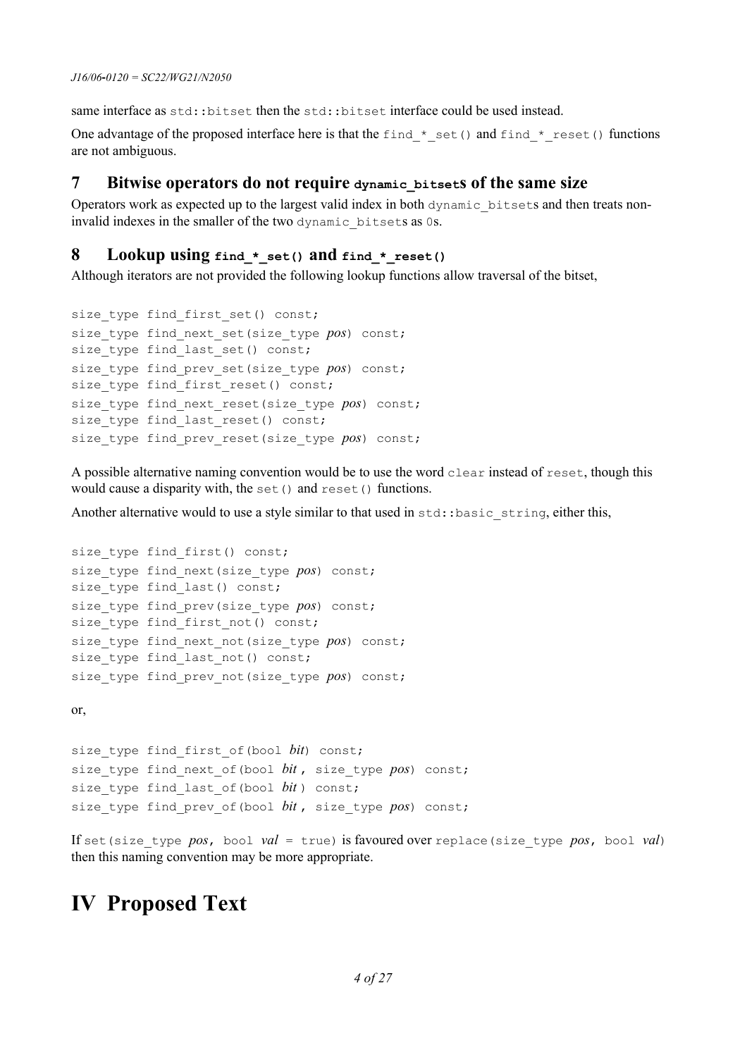same interface as `std::bitset` then the `std::bitset` interface could be used instead.

One advantage of the proposed interface here is that the `find_*_set()` and `find_*_reset()` functions are not ambiguous.

## 7 Bitwise operators do not require `dynamic_bitset`s of the same size

Operators work as expected up to the largest valid index in both `dynamic_bitset`s and then treats non-invalid indexes in the smaller of the two `dynamic_bitset`s as `0`s.

## 8 Lookup using `find_*_set()` and `find_*_reset()`

Although iterators are not provided the following lookup functions allow traversal of the bitset,

```
size_type find_first_set() const;
size_type find_next_set(size_type pos) const;
size_type find_last_set() const;
size_type find_prev_set(size_type pos) const;
size_type find_first_reset() const;
size_type find_next_reset(size_type pos) const;
size_type find_last_reset() const;
size_type find_prev_reset(size_type pos) const;
```

A possible alternative naming convention would be to use the word `clear` instead of `reset`, though this would cause a disparity with, the `set()` and `reset()` functions.

Another alternative would to use a style similar to that used in `std::basic_string`, either this,

```
size_type find_first() const;
size_type find_next(size_type pos) const;
size_type find_last() const;
size_type find_prev(size_type pos) const;
size_type find_first_not() const;
size_type find_next_not(size_type pos) const;
size_type find_last_not() const;
size_type find_prev_not(size_type pos) const;
```

or,

```
size_type find_first_of(bool bit) const;
size_type find_next_of(bool bit , size_type pos) const;
size_type find_last_of(bool bit ) const;
size_type find_prev_of(bool bit , size_type pos) const;
```

If `set(size_type pos, bool val = true)` is favoured over `replace(size_type pos, bool val)` then this naming convention may be more appropriate.

# IV Proposed Text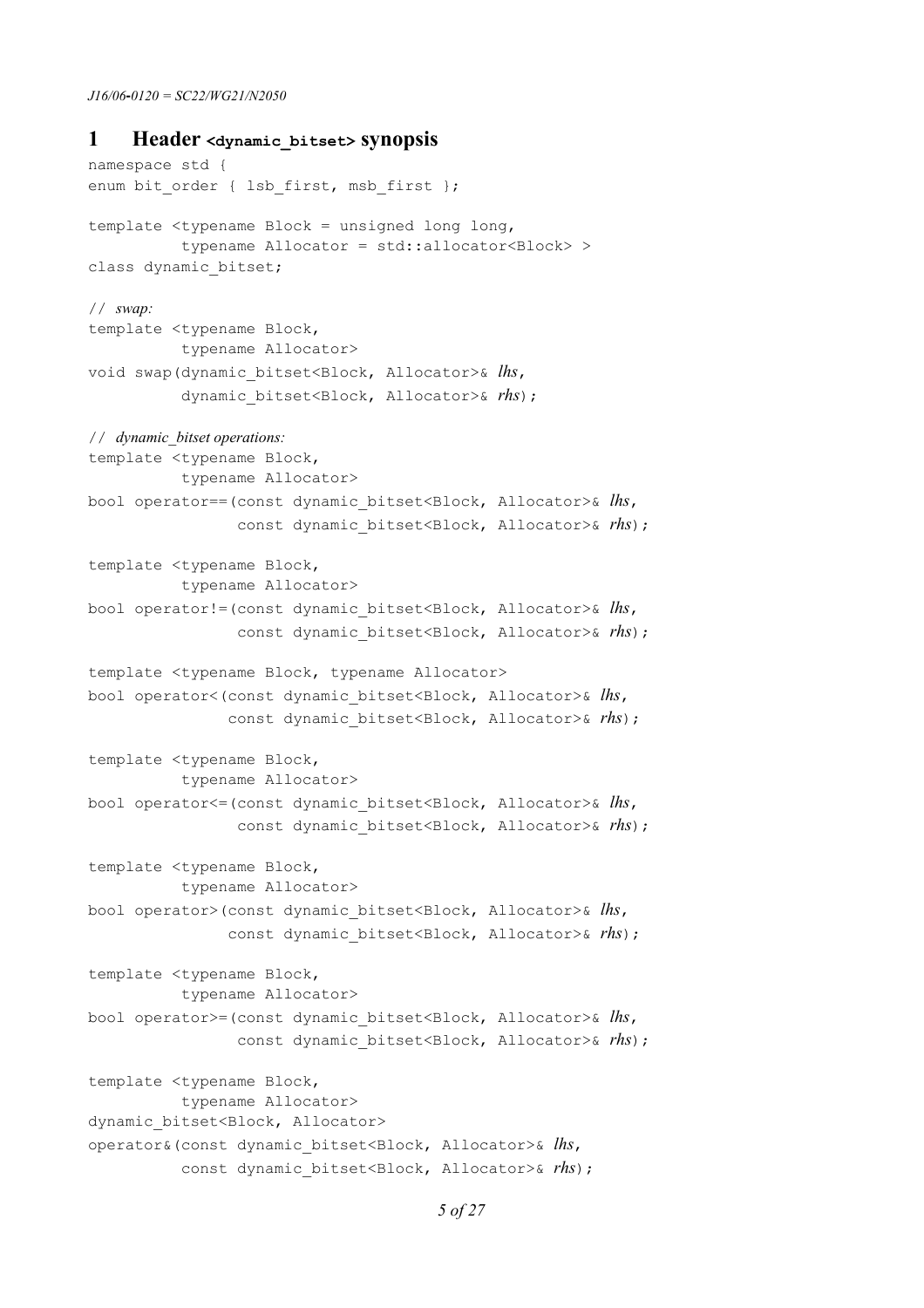# 1 Header `<dynamic_bitset>` synopsis

```
namespace std {
enum bit_order { lsb_first, msb_first };

template <typename Block = unsigned long long,
          typename Allocator = std::allocator<Block> >
class dynamic_bitset;

// swap:
template <typename Block,
          typename Allocator>
void swap(dynamic_bitset<Block, Allocator>& lhs,
          dynamic_bitset<Block, Allocator>& rhs);

// dynamic_bitset operations:
template <typename Block,
          typename Allocator>
bool operator==(const dynamic_bitset<Block, Allocator>& lhs,
                const dynamic_bitset<Block, Allocator>& rhs);

template <typename Block,
          typename Allocator>
bool operator!=(const dynamic_bitset<Block, Allocator>& lhs,
                const dynamic_bitset<Block, Allocator>& rhs);

template <typename Block, typename Allocator>
bool operator<(const dynamic_bitset<Block, Allocator>& lhs,
               const dynamic_bitset<Block, Allocator>& rhs);

template <typename Block,
          typename Allocator>
bool operator<=(const dynamic_bitset<Block, Allocator>& lhs,
                const dynamic_bitset<Block, Allocator>& rhs);

template <typename Block,
          typename Allocator>
bool operator>(const dynamic_bitset<Block, Allocator>& lhs,
               const dynamic_bitset<Block, Allocator>& rhs);

template <typename Block,
          typename Allocator>
bool operator>=(const dynamic_bitset<Block, Allocator>& lhs,
                const dynamic_bitset<Block, Allocator>& rhs);

template <typename Block,
          typename Allocator>
dynamic_bitset<Block, Allocator>
operator&(const dynamic_bitset<Block, Allocator>& lhs,
          const dynamic_bitset<Block, Allocator>& rhs);
```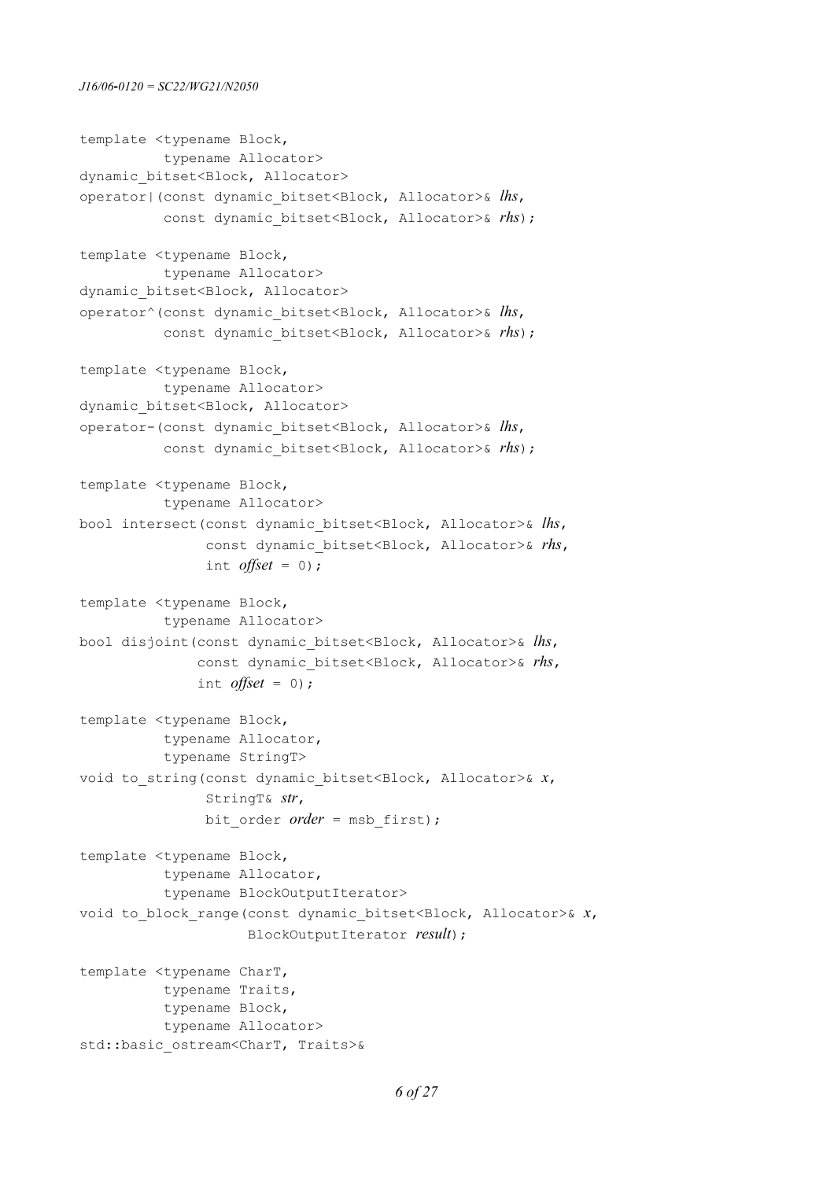```
template <typename Block,
          typename Allocator>
dynamic_bitset<Block, Allocator>
operator|(const dynamic_bitset<Block, Allocator>& lhs,
          const dynamic_bitset<Block, Allocator>& rhs);

template <typename Block,
          typename Allocator>
dynamic_bitset<Block, Allocator>
operator^(const dynamic_bitset<Block, Allocator>& lhs,
          const dynamic_bitset<Block, Allocator>& rhs);

template <typename Block,
          typename Allocator>
dynamic_bitset<Block, Allocator>
operator-(const dynamic_bitset<Block, Allocator>& lhs,
          const dynamic_bitset<Block, Allocator>& rhs);

template <typename Block,
          typename Allocator>
bool intersect(const dynamic_bitset<Block, Allocator>& lhs,
               const dynamic_bitset<Block, Allocator>& rhs,
               int offset = 0);

template <typename Block,
          typename Allocator>
bool disjoint(const dynamic_bitset<Block, Allocator>& lhs,
              const dynamic_bitset<Block, Allocator>& rhs,
              int offset = 0);

template <typename Block,
          typename Allocator,
          typename StringT>
void to_string(const dynamic_bitset<Block, Allocator>& x,
               StringT& str,
               bit_order order = msb_first);

template <typename Block,
          typename Allocator,
          typename BlockOutputIterator>
void to_block_range(const dynamic_bitset<Block, Allocator>& x,
                    BlockOutputIterator result);

template <typename CharT,
          typename Traits,
          typename Block,
          typename Allocator>
std::basic_ostream<CharT, Traits>&
```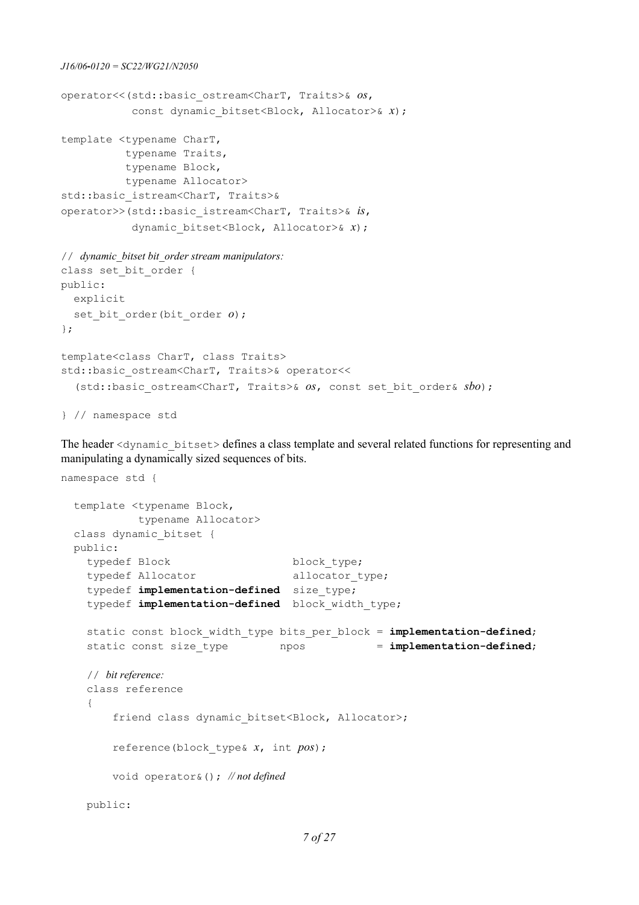```
operator<<(std::basic_ostream<CharT, Traits>& os,
           const dynamic_bitset<Block, Allocator>& x);

template <typename CharT,
          typename Traits,
          typename Block,
          typename Allocator>
std::basic_istream<CharT, Traits>&
operator>>(std::basic_istream<CharT, Traits>& is,
           dynamic_bitset<Block, Allocator>& x);

// dynamic_bitset bit_order stream manipulators:
class set_bit_order {
public:
  explicit
  set_bit_order(bit_order o);
};

template<class CharT, class Traits>
std::basic_ostream<CharT, Traits>& operator<<
  (std::basic_ostream<CharT, Traits>& os, const set_bit_order& sbo);

} // namespace std
```

The header `<dynamic_bitset>` defines a class template and several related functions for representing and manipulating a dynamically sized sequences of bits.

```
namespace std {

  template <typename Block,
            typename Allocator>
  class dynamic_bitset {
  public:
    typedef Block                    block_type;
    typedef Allocator                allocator_type;
    typedef implementation-defined  size_type;
    typedef implementation-defined  block_width_type;

    static const block_width_type bits_per_block = implementation-defined;
    static const size_type        npos           = implementation-defined;

    // bit reference:
    class reference
    {
        friend class dynamic_bitset<Block, Allocator>;

        reference(block_type& x, int pos);

        void operator&(); // not defined

    public:
```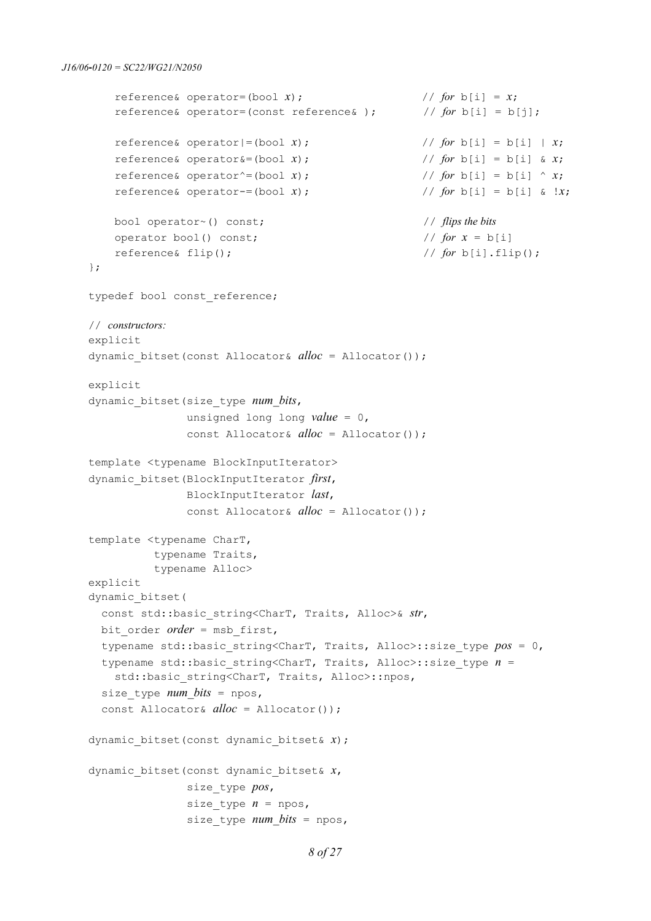```
        reference& operator=(bool x);                   // for b[i] = x;
        reference& operator=(const reference& );        // for b[i] = b[j];

        reference& operator|=(bool x);                  // for b[i] = b[i] | x;
        reference& operator&=(bool x);                  // for b[i] = b[i] & x;
        reference& operator^=(bool x);                  // for b[i] = b[i] ^ x;
        reference& operator-=(bool x);                  // for b[i] = b[i] & !x;

        bool operator~() const;                         // flips the bits
        operator bool() const;                          // for x = b[i]
        reference& flip();                              // for b[i].flip();
    };

    typedef bool const_reference;

    // constructors:
    explicit
    dynamic_bitset(const Allocator& alloc = Allocator());

    explicit
    dynamic_bitset(size_type num_bits,
                   unsigned long long value = 0,
                   const Allocator& alloc = Allocator());

    template <typename BlockInputIterator>
    dynamic_bitset(BlockInputIterator first,
                   BlockInputIterator last,
                   const Allocator& alloc = Allocator());

    template <typename CharT,
              typename Traits,
              typename Alloc>
    explicit
    dynamic_bitset(
      const std::basic_string<CharT, Traits, Alloc>& str,
      bit_order order = msb_first,
      typename std::basic_string<CharT, Traits, Alloc>::size_type pos = 0,
      typename std::basic_string<CharT, Traits, Alloc>::size_type n =
        std::basic_string<CharT, Traits, Alloc>::npos,
      size_type num_bits = npos,
      const Allocator& alloc = Allocator());

    dynamic_bitset(const dynamic_bitset& x);

    dynamic_bitset(const dynamic_bitset& x,
                   size_type pos,
                   size_type n = npos,
                   size_type num_bits = npos,
```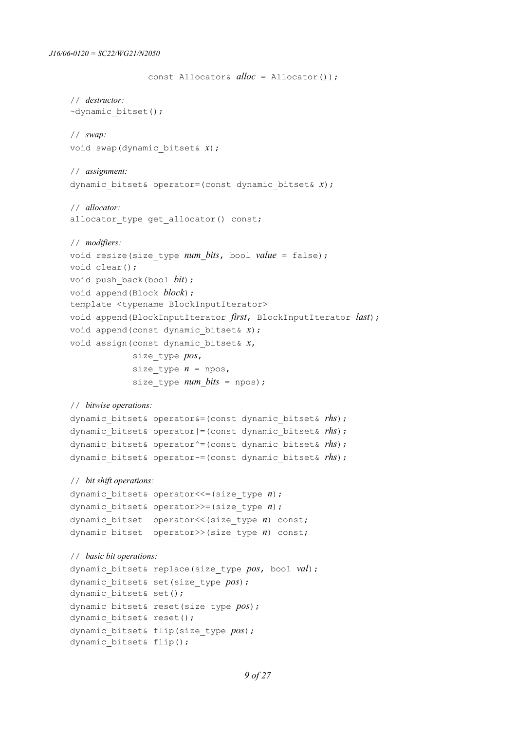```
                const Allocator& alloc = Allocator());

    // destructor:
    ~dynamic_bitset();

    // swap:
    void swap(dynamic_bitset& x);

    // assignment:
    dynamic_bitset& operator=(const dynamic_bitset& x);

    // allocator:
    allocator_type get_allocator() const;

    // modifiers:
    void resize(size_type num_bits, bool value = false);
    void clear();
    void push_back(bool bit);
    void append(Block block);
    template <typename BlockInputIterator>
    void append(BlockInputIterator first, BlockInputIterator last);
    void append(const dynamic_bitset& x);
    void assign(const dynamic_bitset& x,
                size_type pos,
                size_type n = npos,
                size_type num_bits = npos);

    // bitwise operations:
    dynamic_bitset& operator&=(const dynamic_bitset& rhs);
    dynamic_bitset& operator|=(const dynamic_bitset& rhs);
    dynamic_bitset& operator^=(const dynamic_bitset& rhs);
    dynamic_bitset& operator-=(const dynamic_bitset& rhs);

    // bit shift operations:
    dynamic_bitset& operator<<=(size_type n);
    dynamic_bitset& operator>>=(size_type n);
    dynamic_bitset  operator<<(size_type n) const;
    dynamic_bitset  operator>>(size_type n) const;

    // basic bit operations:
    dynamic_bitset& replace(size_type pos, bool val);
    dynamic_bitset& set(size_type pos);
    dynamic_bitset& set();
    dynamic_bitset& reset(size_type pos);
    dynamic_bitset& reset();
    dynamic_bitset& flip(size_type pos);
    dynamic_bitset& flip();
```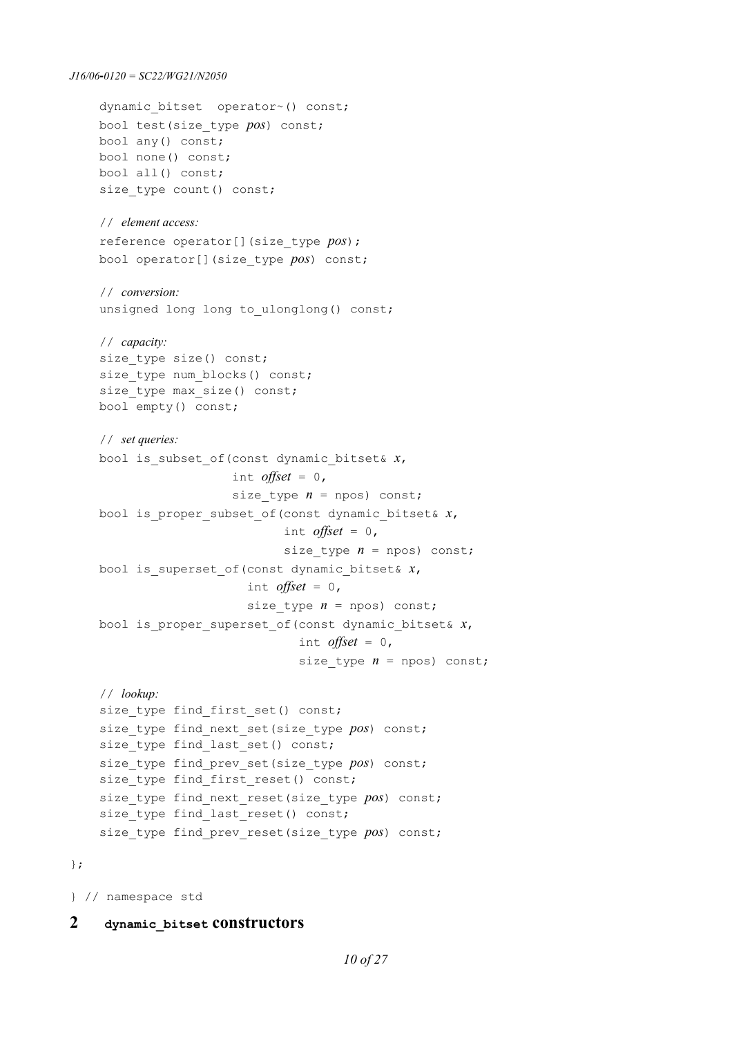```
    dynamic_bitset  operator~() const;
    bool test(size_type pos) const;
    bool any() const;
    bool none() const;
    bool all() const;
    size_type count() const;

    // element access:
    reference operator[](size_type pos);
    bool operator[](size_type pos) const;

    // conversion:
    unsigned long long to_ulonglong() const;

    // capacity:
    size_type size() const;
    size_type num_blocks() const;
    size_type max_size() const;
    bool empty() const;

    // set queries:
    bool is_subset_of(const dynamic_bitset& x,
                      int offset = 0,
                      size_type n = npos) const;
    bool is_proper_subset_of(const dynamic_bitset& x,
                             int offset = 0,
                             size_type n = npos) const;
    bool is_superset_of(const dynamic_bitset& x,
                        int offset = 0,
                        size_type n = npos) const;
    bool is_proper_superset_of(const dynamic_bitset& x,
                               int offset = 0,
                               size_type n = npos) const;

    // lookup:
    size_type find_first_set() const;
    size_type find_next_set(size_type pos) const;
    size_type find_last_set() const;
    size_type find_prev_set(size_type pos) const;
    size_type find_first_reset() const;
    size_type find_next_reset(size_type pos) const;
    size_type find_last_reset() const;
    size_type find_prev_reset(size_type pos) const;

};

} // namespace std
```

# 2 `dynamic_bitset` constructors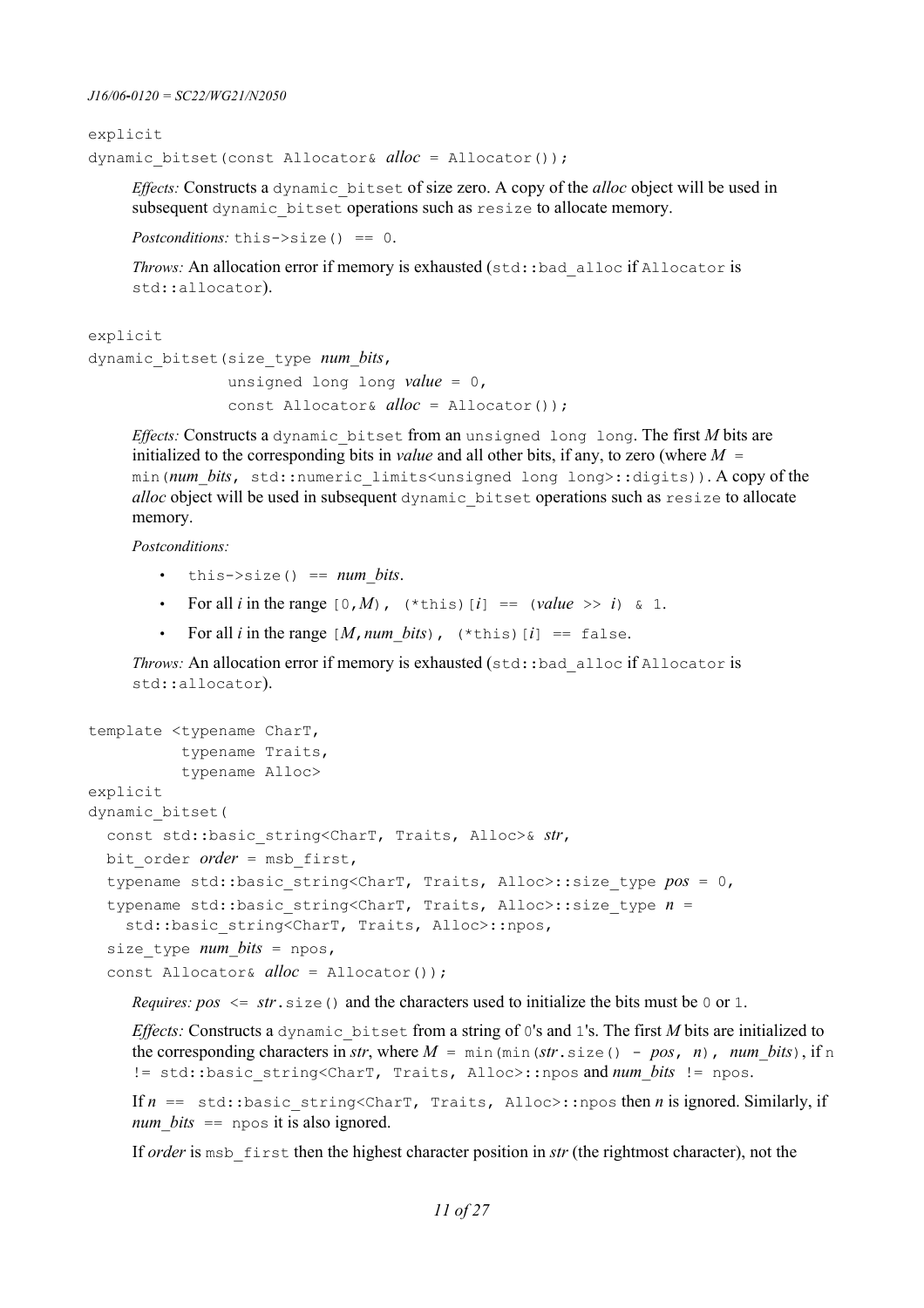```
explicit
dynamic_bitset(const Allocator& alloc = Allocator());
```

*Effects:* Constructs a `dynamic_bitset` of size zero. A copy of the *alloc* object will be used in subsequent `dynamic_bitset` operations such as `resize` to allocate memory.

*Postconditions:* `this->size() == 0`.

*Throws:* An allocation error if memory is exhausted (`std::bad_alloc` if `Allocator` is `std::allocator`).

```
explicit
dynamic_bitset(size_type num_bits,
               unsigned long long value = 0,
               const Allocator& alloc = Allocator());
```

*Effects:* Constructs a `dynamic_bitset` from an `unsigned long long`. The first *M* bits are initialized to the corresponding bits in *value* and all other bits, if any, to zero (where *M* `= min(`*num_bits*`, std::numeric_limits<unsigned long long>::digits))`. A copy of the *alloc* object will be used in subsequent `dynamic_bitset` operations such as `resize` to allocate memory.

*Postconditions:*

- `this->size() ==` *num_bits*.
- For all *i* in the range `[0,`*M*`)`, `(*this)[`*i*`] == (`*value* `>>` *i*`) & 1`.
- For all *i* in the range `[`*M*`,`*num_bits*`)`, `(*this)[`*i*`] == false`.

*Throws:* An allocation error if memory is exhausted (`std::bad_alloc` if `Allocator` is `std::allocator`).

```
template <typename CharT,
          typename Traits,
          typename Alloc>
explicit
dynamic_bitset(
  const std::basic_string<CharT, Traits, Alloc>& str,
  bit_order order = msb_first,
  typename std::basic_string<CharT, Traits, Alloc>::size_type pos = 0,
  typename std::basic_string<CharT, Traits, Alloc>::size_type n =
    std::basic_string<CharT, Traits, Alloc>::npos,
  size_type num_bits = npos,
  const Allocator& alloc = Allocator());
```

*Requires:* *pos* `<=` *str*`.size()` and the characters used to initialize the bits must be `0` or `1`.

*Effects:* Constructs a `dynamic_bitset` from a string of `0`'s and `1`'s. The first *M* bits are initialized to the corresponding characters in *str*, where *M* `= min(min(`*str*`.size() -` *pos*`,` *n*`),` *num_bits*`)`, if `n != std::basic_string<CharT, Traits, Alloc>::npos` and *num_bits* `!= npos`.

If *n* `== std::basic_string<CharT, Traits, Alloc>::npos` then *n* is ignored. Similarly, if *num_bits* `== npos` it is also ignored.

If *order* is `msb_first` then the highest character position in *str* (the rightmost character), not the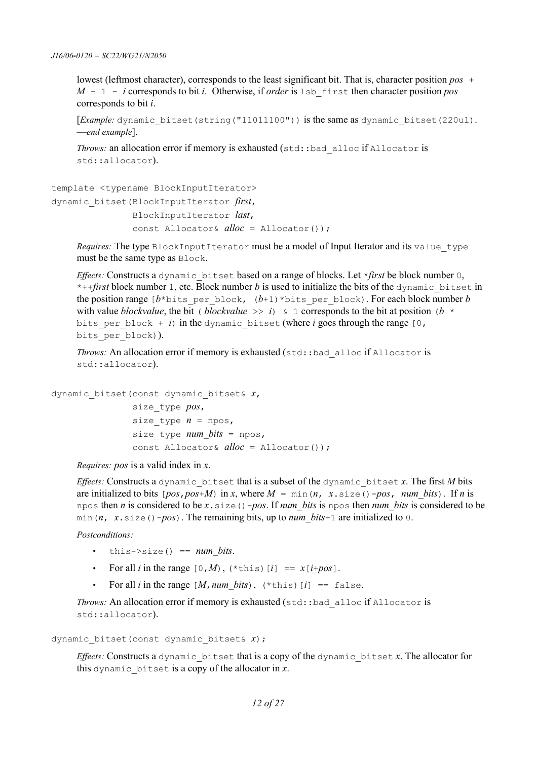lowest (leftmost character), corresponds to the least significant bit. That is, character position *pos* `+` *M* `- 1 -` *i* corresponds to bit *i*. Otherwise, if *order* is `lsb_first` then character position *pos* corresponds to bit *i*.

[*Example:* `dynamic_bitset(string("11011100"))` is the same as `dynamic_bitset(220ul)`. —*end example*].

*Throws:* an allocation error if memory is exhausted (`std::bad_alloc` if `Allocator` is `std::allocator`).

```
template <typename BlockInputIterator>
dynamic_bitset(BlockInputIterator first,
               BlockInputIterator last,
               const Allocator& alloc = Allocator());
```

*Requires:* The type `BlockInputIterator` must be a model of Input Iterator and its `value_type` must be the same type as `Block`.

*Effects:* Constructs a `dynamic_bitset` based on a range of blocks. Let `*`*first* be block number `0`, `*++`*first* block number `1`, etc. Block number *b* is used to initialize the bits of the `dynamic_bitset` in the position range `[`*b*`*bits_per_block, (`*b*`+1)*bits_per_block)`. For each block number *b* with value *blockvalue*, the bit `(` *blockvalue* `>>` *i*`) & 1` corresponds to the bit at position `(`*b* `* bits_per_block +` *i*`)` in the `dynamic_bitset` (where *i* goes through the range `[0, bits_per_block)`).

*Throws:* An allocation error if memory is exhausted (`std::bad_alloc` if `Allocator` is `std::allocator`).

```
dynamic_bitset(const dynamic_bitset& x,
               size_type pos,
               size_type n = npos,
               size_type num_bits = npos,
               const Allocator& alloc = Allocator());
```

*Requires:* *pos* is a valid index in *x*.

*Effects:* Constructs a `dynamic_bitset` that is a subset of the `dynamic_bitset` *x*. The first *M* bits are initialized to bits `[`*pos*`,`*pos*`+`*M*`)` in *x*, where *M* `= min(`*n*`,` *x*`.size()-`*pos*`,` *num_bits*`)`. If *n* is `npos` then *n* is considered to be *x*`.size()-`*pos*. If *num_bits* is `npos` then *num_bits* is considered to be `min(`*n*`,` *x*`.size()-`*pos*`)`. The remaining bits, up to *num_bits*`-1` are initialized to `0`.

*Postconditions:*

- `this->size() ==` *num_bits*.
- For all *i* in the range `[0,`*M*`)`, `(*this)[`*i*`] ==` *x*`[`*i*`+`*pos*`]`.
- For all *i* in the range `[`*M*`,`*num_bits*`)`, `(*this)[`*i*`] == false`.

*Throws:* An allocation error if memory is exhausted (`std::bad_alloc` if `Allocator` is `std::allocator`).

```
dynamic_bitset(const dynamic_bitset& x);
```

*Effects:* Constructs a `dynamic_bitset` that is a copy of the `dynamic_bitset` *x*. The allocator for this `dynamic_bitset` is a copy of the allocator in *x*.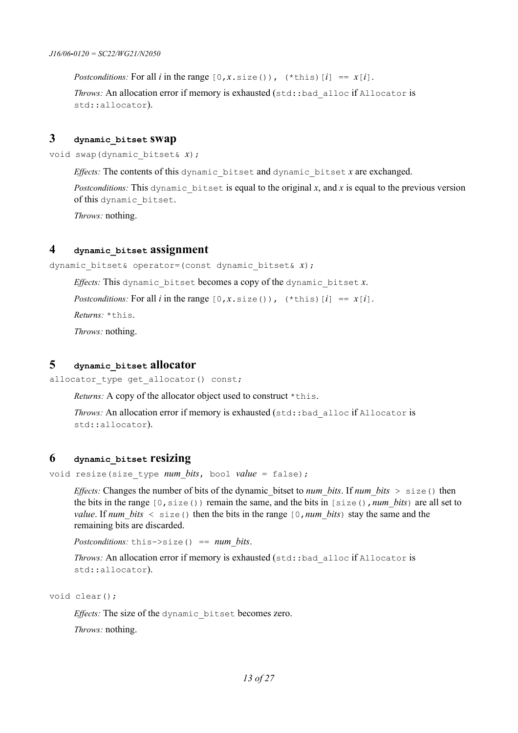*Postconditions:* For all *i* in the range `[0,x.size())`, `(*this)[i] == x[i]`.

*Throws:* An allocation error if memory is exhausted (`std::bad_alloc` if `Allocator` is `std::allocator`).

## 3 `dynamic_bitset` swap

```
void swap(dynamic_bitset& x);
```

*Effects:* The contents of this `dynamic_bitset` and `dynamic_bitset` *x* are exchanged.

*Postconditions:* This `dynamic_bitset` is equal to the original *x*, and *x* is equal to the previous version of this `dynamic_bitset`.

*Throws:* nothing.

## 4 `dynamic_bitset` assignment

```
dynamic_bitset& operator=(const dynamic_bitset& x);
```

*Effects:* This `dynamic_bitset` becomes a copy of the `dynamic_bitset` *x*.

*Postconditions:* For all *i* in the range `[0,x.size())`, `(*this)[i] == x[i]`.

*Returns:* `*this`.

*Throws:* nothing.

## 5 `dynamic_bitset` allocator

```
allocator_type get_allocator() const;
```

*Returns:* A copy of the allocator object used to construct `*this`.

*Throws:* An allocation error if memory is exhausted (`std::bad_alloc` if `Allocator` is `std::allocator`).

## 6 `dynamic_bitset` resizing

```
void resize(size_type num_bits, bool value = false);
```

*Effects:* Changes the number of bits of the dynamic_bitset to *num_bits*. If *num_bits* `> size()` then the bits in the range `[0,size())` remain the same, and the bits in `[size(),num_bits)` are all set to *value*. If *num_bits* `< size()` then the bits in the range `[0,num_bits)` stay the same and the remaining bits are discarded.

*Postconditions:* `this->size() == num_bits`.

*Throws:* An allocation error if memory is exhausted (`std::bad_alloc` if `Allocator` is `std::allocator`).

```
void clear();
```

*Effects:* The size of the `dynamic_bitset` becomes zero.

*Throws:* nothing.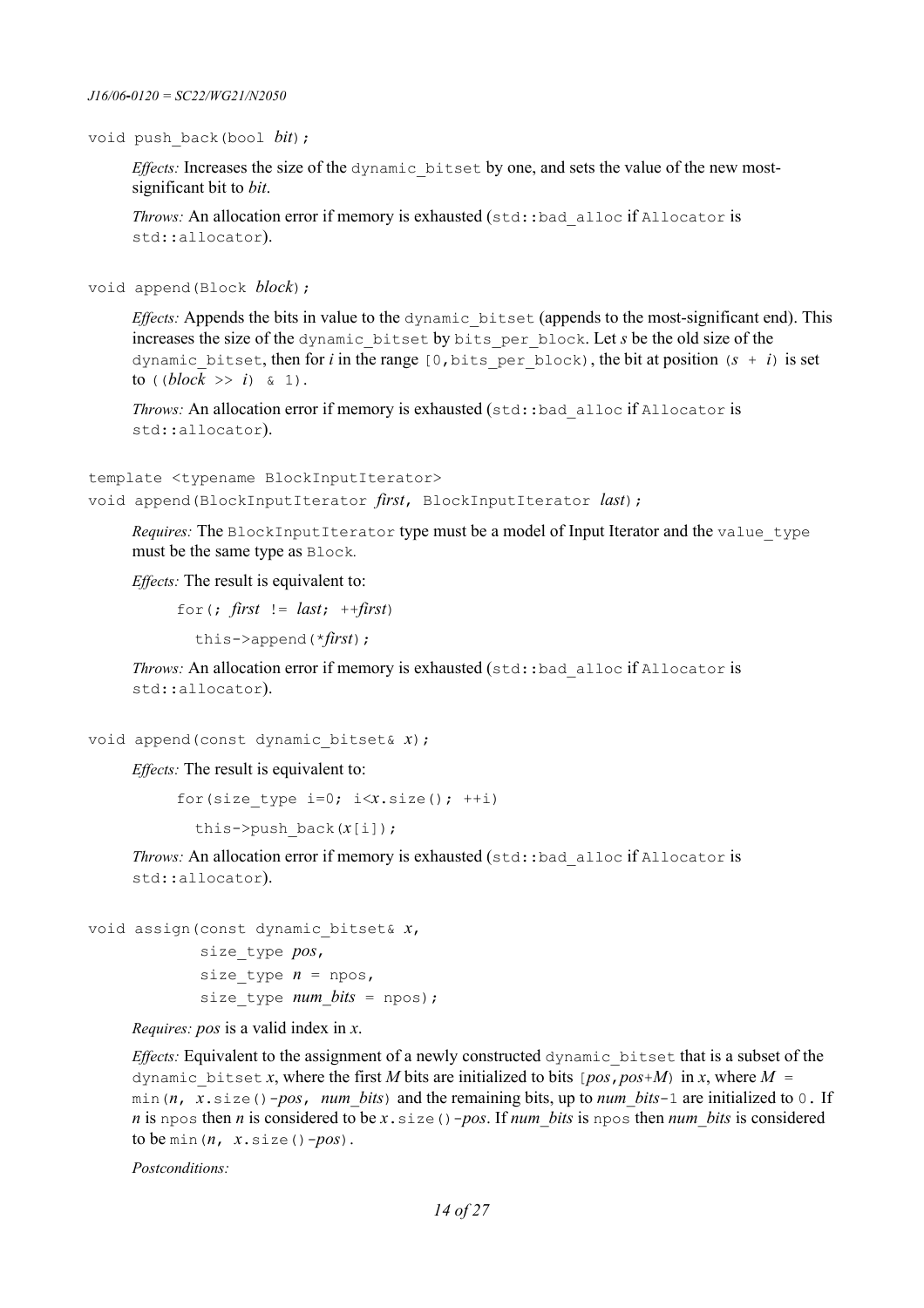```
void push_back(bool bit);
```

*Effects:* Increases the size of the `dynamic_bitset` by one, and sets the value of the new most-significant bit to *bit*.

*Throws:* An allocation error if memory is exhausted (`std::bad_alloc` if `Allocator` is `std::allocator`).

```
void append(Block block);
```

*Effects:* Appends the bits in value to the `dynamic_bitset` (appends to the most-significant end). This increases the size of the `dynamic_bitset` by `bits_per_block`. Let *s* be the old size of the `dynamic_bitset`, then for *i* in the range `[0,bits_per_block)`, the bit at position `(s + i)` is set to `((block >> i) & 1)`.

*Throws:* An allocation error if memory is exhausted (`std::bad_alloc` if `Allocator` is `std::allocator`).

```
template <typename BlockInputIterator>
void append(BlockInputIterator first, BlockInputIterator last);
```

*Requires:* The `BlockInputIterator` type must be a model of Input Iterator and the `value_type` must be the same type as `Block`.

*Effects:* The result is equivalent to:

```
for(; first != last; ++first)
  this->append(*first);
```

*Throws:* An allocation error if memory is exhausted (`std::bad_alloc` if `Allocator` is `std::allocator`).

```
void append(const dynamic_bitset& x);
```

*Effects:* The result is equivalent to:

```
for(size_type i=0; i<x.size(); ++i)
  this->push_back(x[i]);
```

*Throws:* An allocation error if memory is exhausted (`std::bad_alloc` if `Allocator` is `std::allocator`).

```
void assign(const dynamic_bitset& x,
         size_type pos,
         size_type n = npos,
         size_type num_bits = npos);
```

*Requires: pos* is a valid index in *x*.

*Effects:* Equivalent to the assignment of a newly constructed `dynamic_bitset` that is a subset of the `dynamic_bitset` *x*, where the first *M* bits are initialized to bits `[pos,pos+M)` in *x*, where `M = min(n, x.size()-pos, num_bits)` and the remaining bits, up to *num_bits*`-1` are initialized to `0`. If *n* is `npos` then *n* is considered to be `x.size()-pos`. If *num_bits* is `npos` then *num_bits* is considered to be `min(n, x.size()-pos)`.

*Postconditions:*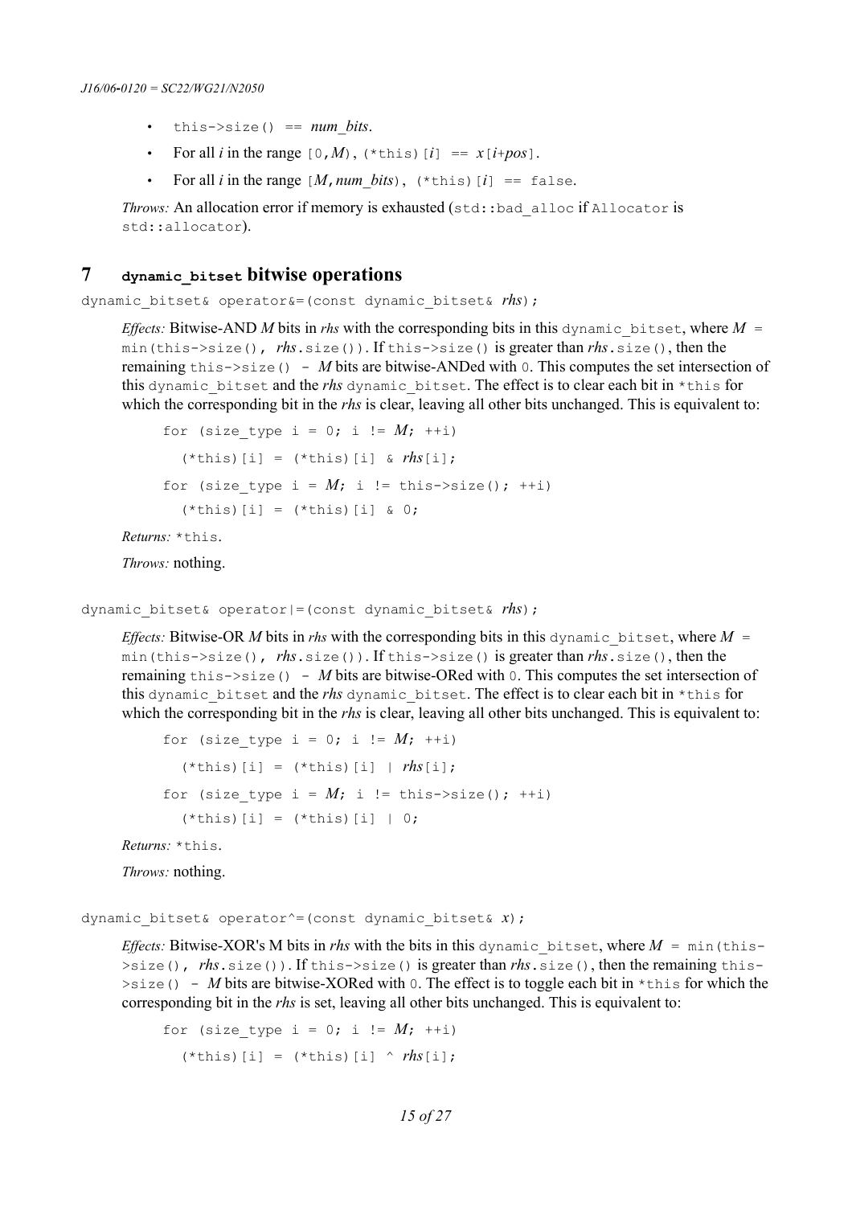- `this->size() ==` *num_bits*.
- For all *i* in the range `[0,`*M*`)`, `(*this)[`*i*`] ==` *x*`[`*i*+*pos*`]`.
- For all *i* in the range `[`*M*`,`*num_bits*`)`, `(*this)[`*i*`] == false`.

*Throws:* An allocation error if memory is exhausted (`std::bad_alloc` if `Allocator` is `std::allocator`).

## 7 `dynamic_bitset` bitwise operations

`dynamic_bitset& operator&=(const dynamic_bitset&` *rhs*`);`

*Effects:* Bitwise-AND *M* bits in *rhs* with the corresponding bits in this `dynamic_bitset`, where *M* `= min(this->size(),` *rhs*`.size())`. If `this->size()` is greater than *rhs*`.size()`, then the remaining `this->size() -` *M* bits are bitwise-ANDed with `0`. This computes the set intersection of this `dynamic_bitset` and the *rhs* `dynamic_bitset`. The effect is to clear each bit in `*this` for which the corresponding bit in the *rhs* is clear, leaving all other bits unchanged. This is equivalent to:

```
for (size_type i = 0; i != M; ++i)
  (*this)[i] = (*this)[i] & rhs[i];
for (size_type i = M; i != this->size(); ++i)
  (*this)[i] = (*this)[i] & 0;
```

*Returns:* `*this`.

*Throws:* nothing.

`dynamic_bitset& operator|=(const dynamic_bitset&` *rhs*`);`

*Effects:* Bitwise-OR *M* bits in *rhs* with the corresponding bits in this `dynamic_bitset`, where *M* `= min(this->size(),` *rhs*`.size())`. If `this->size()` is greater than *rhs*`.size()`, then the remaining `this->size() -` *M* bits are bitwise-ORed with `0`. This computes the set intersection of this `dynamic_bitset` and the *rhs* `dynamic_bitset`. The effect is to clear each bit in `*this` for which the corresponding bit in the *rhs* is clear, leaving all other bits unchanged. This is equivalent to:

```
for (size_type i = 0; i != M; ++i)
  (*this)[i] = (*this)[i] | rhs[i];
for (size_type i = M; i != this->size(); ++i)
  (*this)[i] = (*this)[i] | 0;
```

*Returns:* `*this`.

*Throws:* nothing.

`dynamic_bitset& operator^=(const dynamic_bitset&` *x*`);`

*Effects:* Bitwise-XOR's M bits in *rhs* with the bits in this `dynamic_bitset`, where *M* `= min(this->size(),` *rhs*`.size())`. If `this->size()` is greater than *rhs*`.size()`, then the remaining `this->size() -` *M* bits are bitwise-XORed with `0`. The effect is to toggle each bit in `*this` for which the corresponding bit in the *rhs* is set, leaving all other bits unchanged. This is equivalent to:

```
for (size_type i = 0; i != M; ++i)
  (*this)[i] = (*this)[i] ^ rhs[i];
```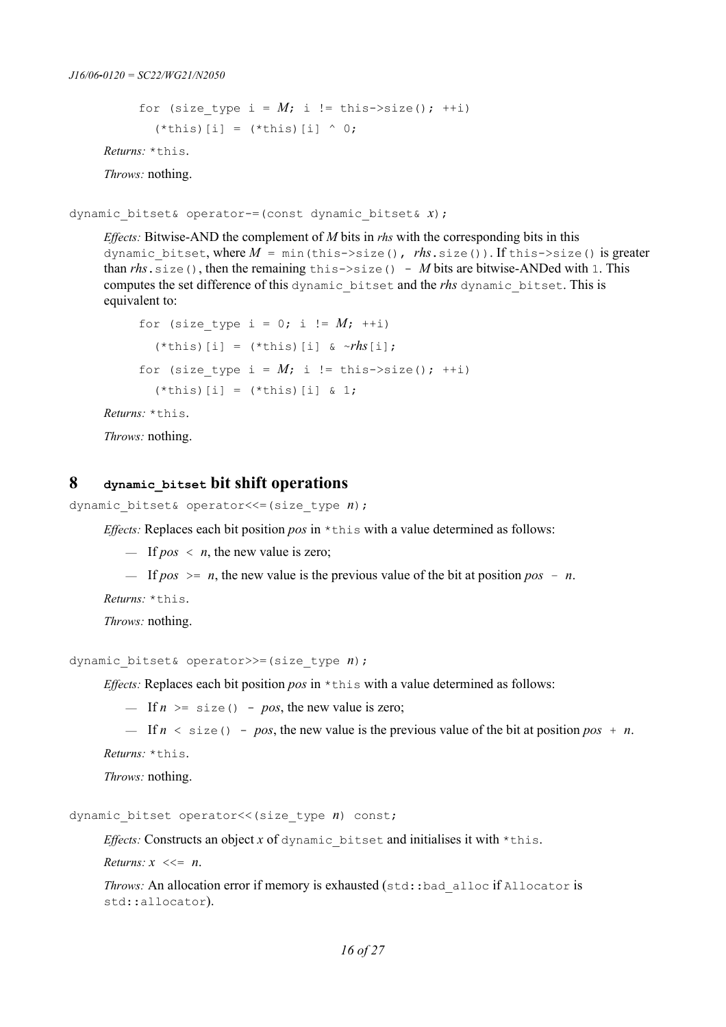```
for (size_type i = M; i != this->size(); ++i)
  (*this)[i] = (*this)[i] ^ 0;
```

*Returns:* `*this`.

*Throws:* nothing.

```
dynamic_bitset& operator-=(const dynamic_bitset& x);
```

*Effects:* Bitwise-AND the complement of *M* bits in *rhs* with the corresponding bits in this `dynamic_bitset`, where `M = min(this->size(), rhs.size())`. If `this->size()` is greater than `rhs.size()`, then the remaining `this->size() - M` bits are bitwise-ANDed with `1`. This computes the set difference of this `dynamic_bitset` and the *rhs* `dynamic_bitset`. This is equivalent to:

```
for (size_type i = 0; i != M; ++i)
  (*this)[i] = (*this)[i] & ~rhs[i];
for (size_type i = M; i != this->size(); ++i)
  (*this)[i] = (*this)[i] & 1;
```

*Returns:* `*this`.

*Throws:* nothing.

## 8 `dynamic_bitset` bit shift operations

```
dynamic_bitset& operator<<=(size_type n);
```

*Effects:* Replaces each bit position *pos* in `*this` with a value determined as follows:

- If `pos < n`, the new value is zero;
- If `pos >= n`, the new value is the previous value of the bit at position `pos - n`.

*Returns:* `*this`.

*Throws:* nothing.

```
dynamic_bitset& operator>>=(size_type n);
```

*Effects:* Replaces each bit position *pos* in `*this` with a value determined as follows:

- If `n >= size() - pos`, the new value is zero;
- If `n < size() - pos`, the new value is the previous value of the bit at position `pos + n`.

*Returns:* `*this`.

*Throws:* nothing.

```
dynamic_bitset operator<<(size_type n) const;
```

*Effects:* Constructs an object *x* of `dynamic_bitset` and initialises it with `*this`.

*Returns:* `x <<= n`.

*Throws:* An allocation error if memory is exhausted (`std::bad_alloc` if `Allocator` is `std::allocator`).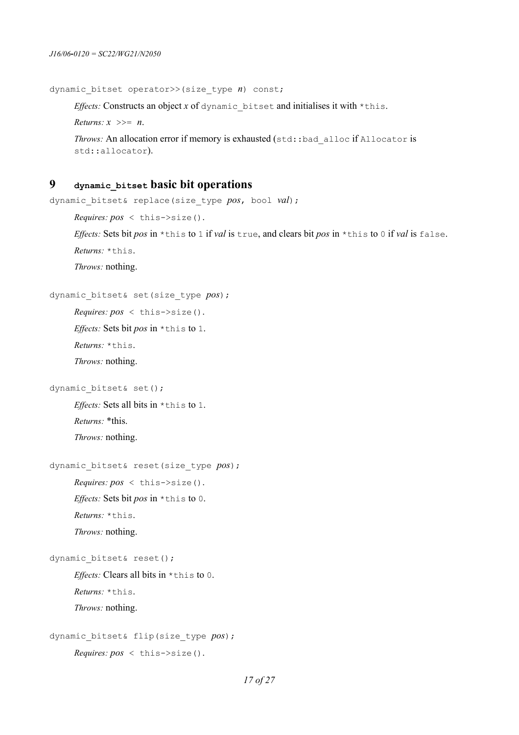```
dynamic_bitset operator>>(size_type n) const;
```

*Effects:* Constructs an object *x* of `dynamic_bitset` and initialises it with `*this`.

*Returns:* *x* `>>=` *n*.

*Throws:* An allocation error if memory is exhausted (`std::bad_alloc` if `Allocator` is `std::allocator`).

## 9 `dynamic_bitset` basic bit operations

```
dynamic_bitset& replace(size_type pos, bool val);
```

*Requires:* *pos* `< this->size()`.

*Effects:* Sets bit *pos* in `*this` to `1` if *val* is `true`, and clears bit *pos* in `*this` to `0` if *val* is `false`.

*Returns:* `*this`.

*Throws:* nothing.

```
dynamic_bitset& set(size_type pos);
```

*Requires:* *pos* `< this->size()`.

*Effects:* Sets bit *pos* in `*this` to `1`.

*Returns:* `*this`.

*Throws:* nothing.

```
dynamic_bitset& set();
```

*Effects:* Sets all bits in `*this` to `1`.

*Returns:* *this.

*Throws:* nothing.

```
dynamic_bitset& reset(size_type pos);
```

*Requires:* *pos* `< this->size()`.

*Effects:* Sets bit *pos* in `*this` to `0`.

*Returns:* `*this`.

*Throws:* nothing.

```
dynamic_bitset& reset();
```

*Effects:* Clears all bits in `*this` to `0`.

*Returns:* `*this`.

*Throws:* nothing.

```
dynamic_bitset& flip(size_type pos);
```

*Requires:* *pos* `< this->size()`.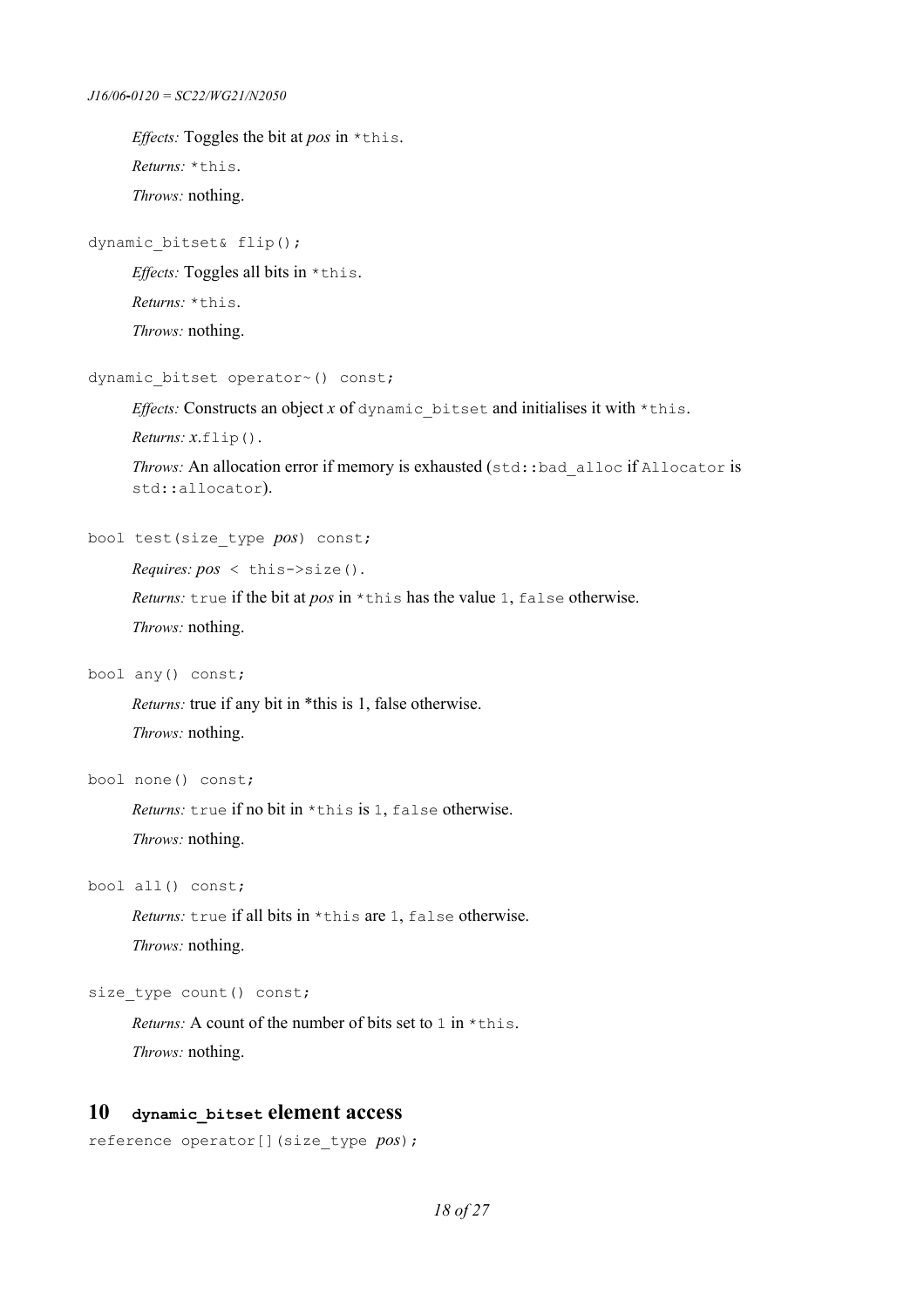*Effects:* Toggles the bit at *pos* in `*this`.

*Returns:* `*this`.

*Throws:* nothing.

```
dynamic_bitset& flip();
```

*Effects:* Toggles all bits in `*this`.

*Returns:* `*this`.

*Throws:* nothing.

```
dynamic_bitset operator~() const;
```

*Effects:* Constructs an object *x* of `dynamic_bitset` and initialises it with `*this`.

*Returns:* *x*`.flip()`.

*Throws:* An allocation error if memory is exhausted (`std::bad_alloc` if `Allocator` is `std::allocator`).

```
bool test(size_type pos) const;
```

*Requires:* *pos* `< this->size()`.

*Returns:* `true` if the bit at *pos* in `*this` has the value `1`, `false` otherwise.

*Throws:* nothing.

```
bool any() const;
```

*Returns:* true if any bit in *this is 1, false otherwise.

*Throws:* nothing.

```
bool none() const;
```

*Returns:* `true` if no bit in `*this` is `1`, `false` otherwise.

*Throws:* nothing.

```
bool all() const;
```

*Returns:* `true` if all bits in `*this` are `1`, `false` otherwise.

*Throws:* nothing.

```
size_type count() const;
```

*Returns:* A count of the number of bits set to `1` in `*this`.

*Throws:* nothing.

## 10 `dynamic_bitset` element access

```
reference operator[](size_type pos);
```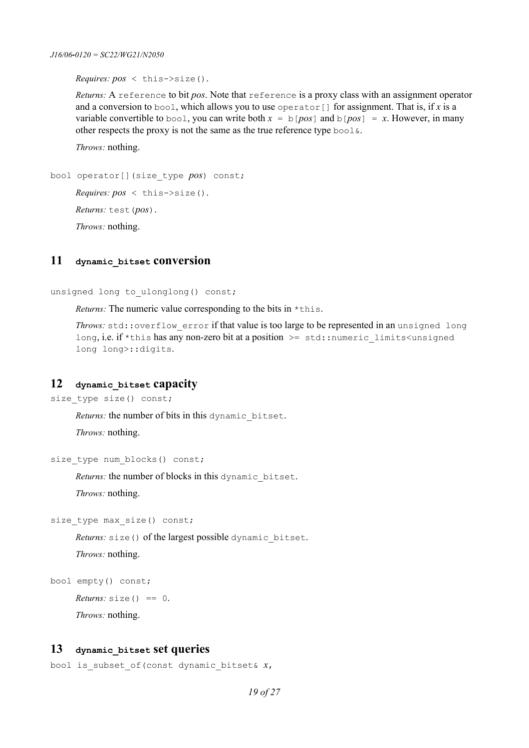*Requires:* *pos* `< this->size()`.

*Returns:* A `reference` to bit *pos*. Note that `reference` is a proxy class with an assignment operator and a conversion to `bool`, which allows you to use `operator[]` for assignment. That is, if *x* is a variable convertible to `bool`, you can write both *x* `= b[`*pos*`]` and `b[`*pos*`] =` *x*. However, in many other respects the proxy is not the same as the true reference type `bool&`.

*Throws:* nothing.

```
bool operator[](size_type pos) const;
```

*Requires:* *pos* `< this->size()`.

*Returns:* `test(`*pos*`)`.

*Throws:* nothing.

## 11 `dynamic_bitset` conversion

```
unsigned long to_ulonglong() const;
```

*Returns:* The numeric value corresponding to the bits in `*this`.

*Throws:* `std::overflow_error` if that value is too large to be represented in an `unsigned long long`, i.e. if `*this` has any non-zero bit at a position `>= std::numeric_limits<unsigned long long>::digits`.

## 12 `dynamic_bitset` capacity

```
size_type size() const;
```

*Returns:* the number of bits in this `dynamic_bitset`.

*Throws:* nothing.

```
size_type num_blocks() const;
```

*Returns:* the number of blocks in this `dynamic_bitset`.

*Throws:* nothing.

```
size_type max_size() const;
```

*Returns:* `size()` of the largest possible `dynamic_bitset`.

*Throws:* nothing.

```
bool empty() const;
```

*Returns:* `size() == 0`.

*Throws:* nothing.

## 13 `dynamic_bitset` set queries

```
bool is_subset_of(const dynamic_bitset& x,
```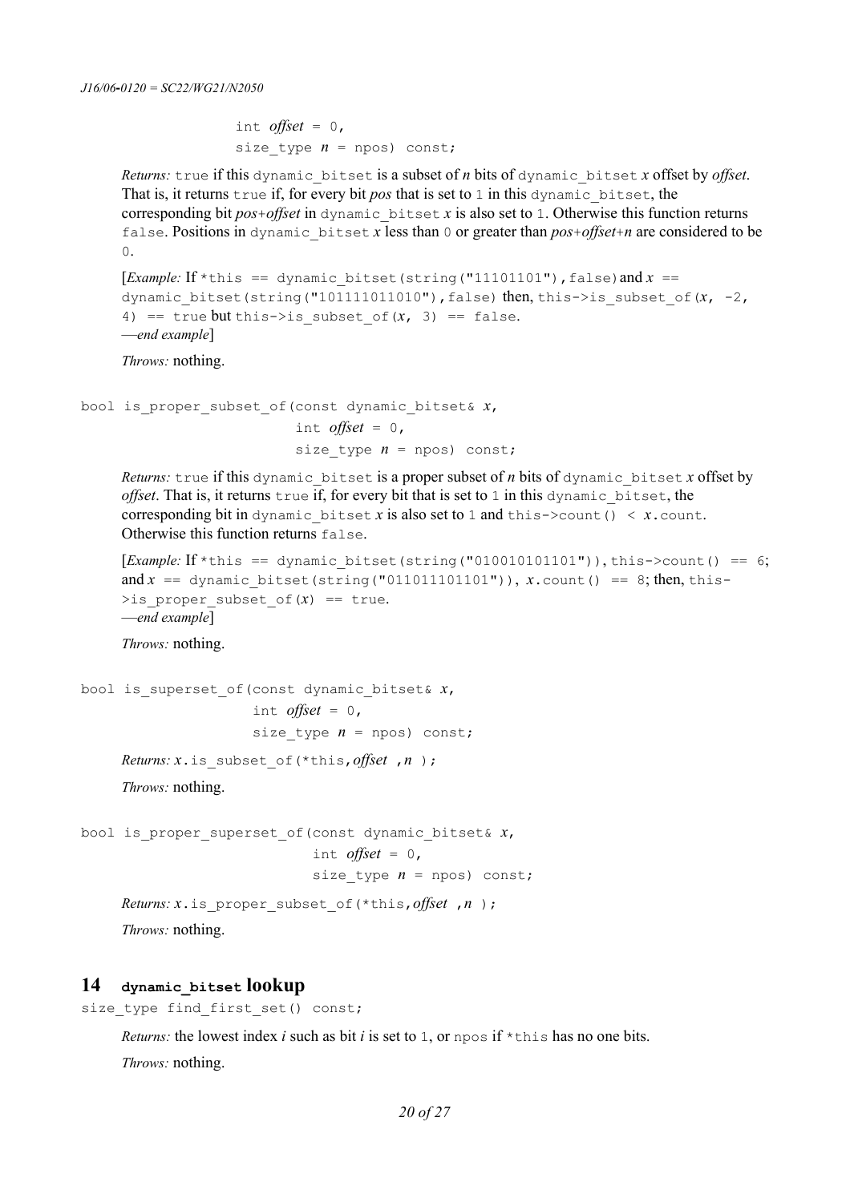```
                  int offset = 0,
                  size_type n = npos) const;
```

*Returns:* `true` if this `dynamic_bitset` is a subset of *n* bits of `dynamic_bitset` *x* offset by *offset*. That is, it returns `true` if, for every bit *pos* that is set to `1` in this `dynamic_bitset`, the corresponding bit *pos*+*offset* in `dynamic_bitset` *x* is also set to `1`. Otherwise this function returns `false`. Positions in `dynamic_bitset` *x* less than `0` or greater than *pos*+*offset*+*n* are considered to be `0`.

[*Example:* If `*this == dynamic_bitset(string("11101101"),false)` and *x* `== dynamic_bitset(string("101111011010"),false)` then, `this->is_subset_of(`*x*`, -2, 4) == true` but `this->is_subset_of(`*x*`, 3) == false`.
—*end example*]

*Throws:* nothing.

```
bool is_proper_subset_of(const dynamic_bitset& x,
                         int offset = 0,
                         size_type n = npos) const;
```

*Returns:* `true` if this `dynamic_bitset` is a proper subset of *n* bits of `dynamic_bitset` *x* offset by *offset*. That is, it returns `true` if, for every bit that is set to `1` in this `dynamic_bitset`, the corresponding bit in `dynamic_bitset` *x* is also set to `1` and `this->count() <` *x*`.count`. Otherwise this function returns `false`.

[*Example:* If `*this == dynamic_bitset(string("010010101101")),this->count() == 6`; and *x* `== dynamic_bitset(string("011011101101"))`, *x*`.count() == 8`; then, `this->is_proper_subset_of(`*x*`) == true`.
—*end example*]

*Throws:* nothing.

```
bool is_superset_of(const dynamic_bitset& x,
                    int offset = 0,
                    size_type n = npos) const;
```

*Returns:* *x*`.is_subset_of(*this,`*offset* `,`*n* `);`

*Throws:* nothing.

```
bool is_proper_superset_of(const dynamic_bitset& x,
                           int offset = 0,
                           size_type n = npos) const;
```

*Returns:* *x*`.is_proper_subset_of(*this,`*offset* `,`*n* `);`

*Throws:* nothing.

## 14 `dynamic_bitset` lookup

```
size_type find_first_set() const;
```

*Returns:* the lowest index *i* such as bit *i* is set to `1`, or `npos` if `*this` has no one bits.

*Throws:* nothing.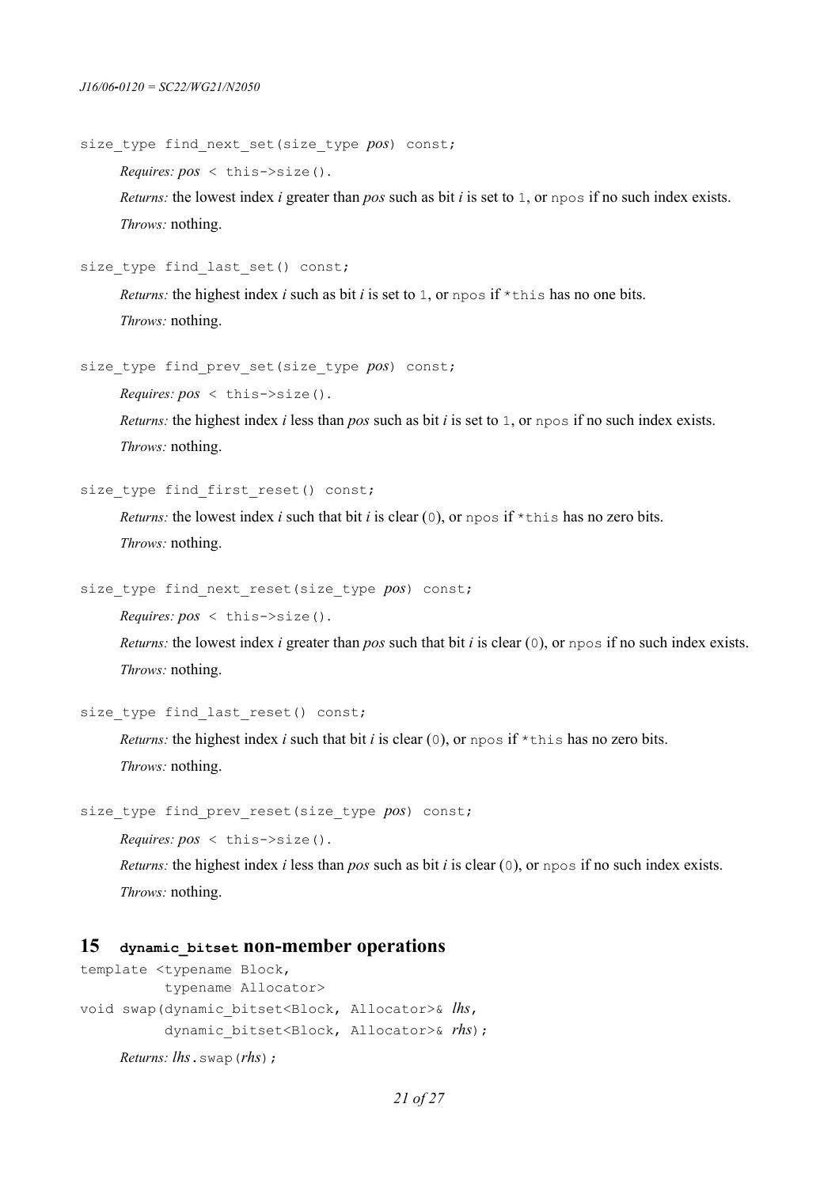```
size_type find_next_set(size_type pos) const;
```

*Requires:* *pos* `< this->size()`.

*Returns:* the lowest index *i* greater than *pos* such as bit *i* is set to `1`, or `npos` if no such index exists.

*Throws:* nothing.

```
size_type find_last_set() const;
```

*Returns:* the highest index *i* such as bit *i* is set to `1`, or `npos` if `*this` has no one bits.

*Throws:* nothing.

```
size_type find_prev_set(size_type pos) const;
```

*Requires:* *pos* `< this->size()`.

*Returns:* the highest index *i* less than *pos* such as bit *i* is set to `1`, or `npos` if no such index exists.

*Throws:* nothing.

```
size_type find_first_reset() const;
```

*Returns:* the lowest index *i* such that bit *i* is clear (`0`), or `npos` if `*this` has no zero bits.

*Throws:* nothing.

```
size_type find_next_reset(size_type pos) const;
```

*Requires:* *pos* `< this->size()`.

*Returns:* the lowest index *i* greater than *pos* such that bit *i* is clear (`0`), or `npos` if no such index exists.

*Throws:* nothing.

```
size_type find_last_reset() const;
```

*Returns:* the highest index *i* such that bit *i* is clear (`0`), or `npos` if `*this` has no zero bits.

*Throws:* nothing.

```
size_type find_prev_reset(size_type pos) const;
```

*Requires:* *pos* `< this->size()`.

*Returns:* the highest index *i* less than *pos* such as bit *i* is clear (`0`), or `npos` if no such index exists.

*Throws:* nothing.

## 15 `dynamic_bitset` non-member operations

```
template <typename Block,
          typename Allocator>
void swap(dynamic_bitset<Block, Allocator>& lhs,
          dynamic_bitset<Block, Allocator>& rhs);
```

*Returns:* *lhs*`.swap(`*rhs*`);`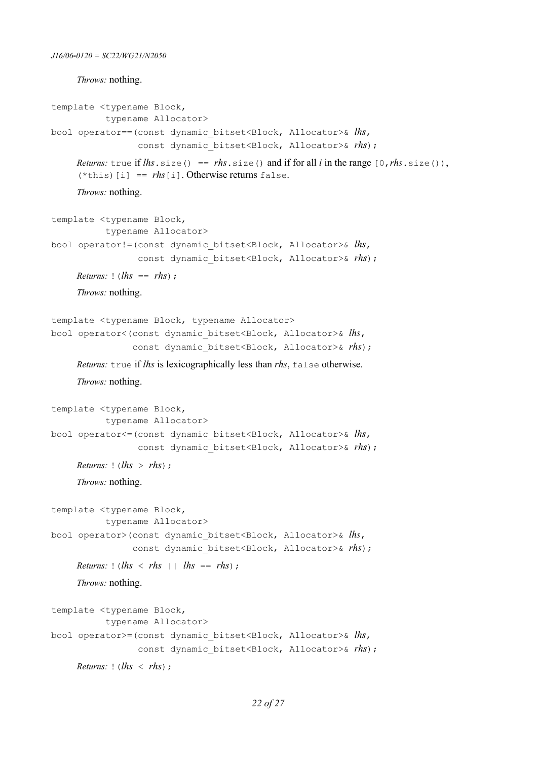*Throws:* nothing.

```
template <typename Block,
          typename Allocator>
bool operator==(const dynamic_bitset<Block, Allocator>& lhs,
                const dynamic_bitset<Block, Allocator>& rhs);
```

*Returns:* `true` if `lhs.size() == rhs.size()` and if for all *i* in the range `[0,rhs.size())`, `(*this)[i] == rhs[i]`. Otherwise returns `false`.

*Throws:* nothing.

```
template <typename Block,
          typename Allocator>
bool operator!=(const dynamic_bitset<Block, Allocator>& lhs,
                const dynamic_bitset<Block, Allocator>& rhs);
```

*Returns:* `!(lhs == rhs);`

*Throws:* nothing.

```
template <typename Block, typename Allocator>
bool operator<(const dynamic_bitset<Block, Allocator>& lhs,
               const dynamic_bitset<Block, Allocator>& rhs);
```

*Returns:* `true` if *lhs* is lexicographically less than *rhs*, `false` otherwise.

*Throws:* nothing.

```
template <typename Block,
          typename Allocator>
bool operator<=(const dynamic_bitset<Block, Allocator>& lhs,
                const dynamic_bitset<Block, Allocator>& rhs);
```

*Returns:* `!(lhs > rhs);`

*Throws:* nothing.

```
template <typename Block,
          typename Allocator>
bool operator>(const dynamic_bitset<Block, Allocator>& lhs,
               const dynamic_bitset<Block, Allocator>& rhs);
```

*Returns:* `!(lhs < rhs || lhs == rhs);`

*Throws:* nothing.

```
template <typename Block,
          typename Allocator>
bool operator>=(const dynamic_bitset<Block, Allocator>& lhs,
                const dynamic_bitset<Block, Allocator>& rhs);
```

*Returns:* `!(lhs < rhs);`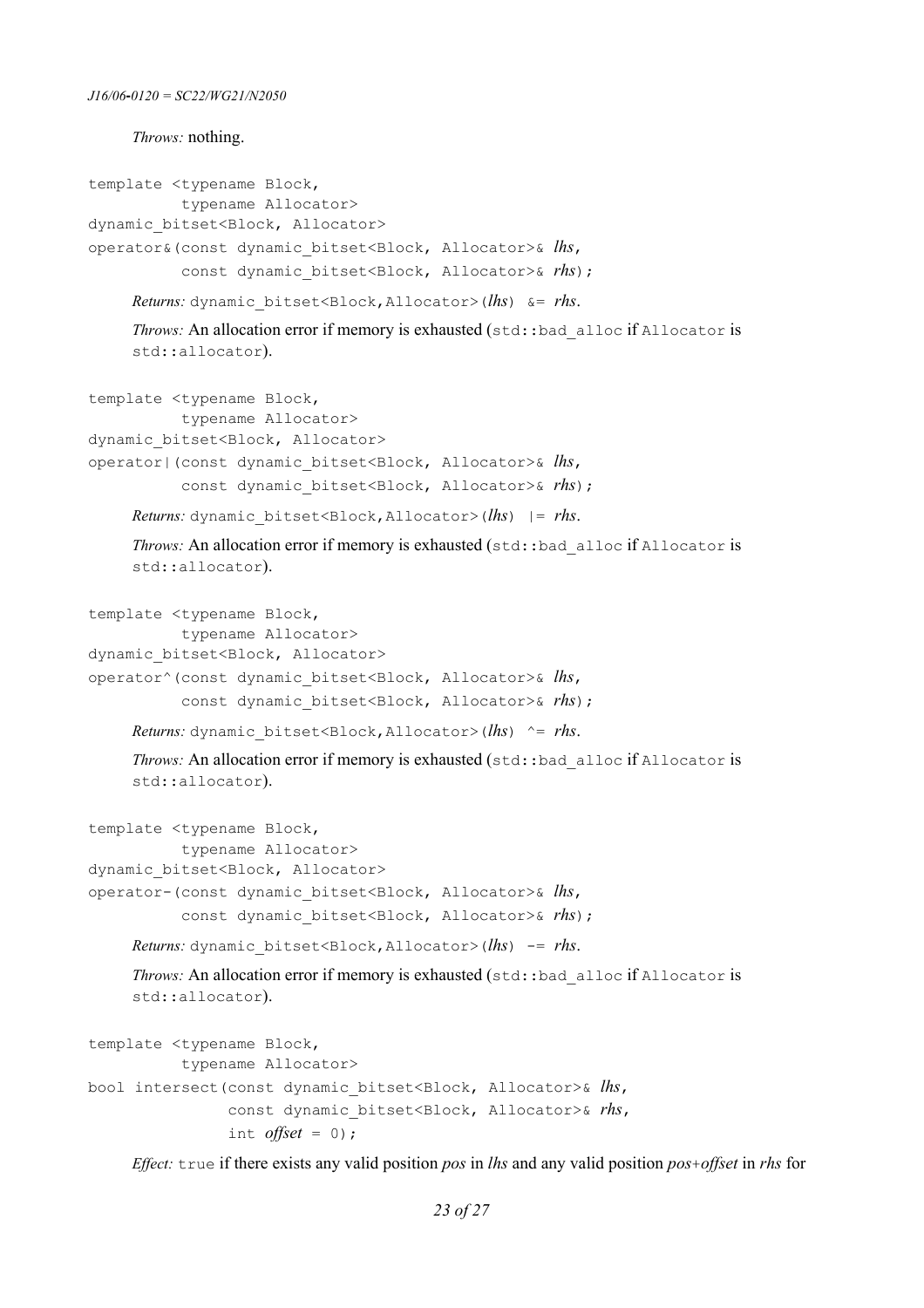*Throws:* nothing.

```
template <typename Block,
          typename Allocator>
dynamic_bitset<Block, Allocator>
operator&(const dynamic_bitset<Block, Allocator>& lhs,
          const dynamic_bitset<Block, Allocator>& rhs);
```

*Returns:* `dynamic_bitset<Block,Allocator>(`*lhs*`) &=` *rhs*.

*Throws:* An allocation error if memory is exhausted (`std::bad_alloc` if `Allocator` is `std::allocator`).

```
template <typename Block,
          typename Allocator>
dynamic_bitset<Block, Allocator>
operator|(const dynamic_bitset<Block, Allocator>& lhs,
          const dynamic_bitset<Block, Allocator>& rhs);
```

*Returns:* `dynamic_bitset<Block,Allocator>(`*lhs*`) |=` *rhs*.

*Throws:* An allocation error if memory is exhausted (`std::bad_alloc` if `Allocator` is `std::allocator`).

```
template <typename Block,
          typename Allocator>
dynamic_bitset<Block, Allocator>
operator^(const dynamic_bitset<Block, Allocator>& lhs,
          const dynamic_bitset<Block, Allocator>& rhs);
```

*Returns:* `dynamic_bitset<Block,Allocator>(`*lhs*`) ^=` *rhs*.

*Throws:* An allocation error if memory is exhausted (`std::bad_alloc` if `Allocator` is `std::allocator`).

```
template <typename Block,
          typename Allocator>
dynamic_bitset<Block, Allocator>
operator-(const dynamic_bitset<Block, Allocator>& lhs,
          const dynamic_bitset<Block, Allocator>& rhs);
```

*Returns:* `dynamic_bitset<Block,Allocator>(`*lhs*`) -=` *rhs*.

*Throws:* An allocation error if memory is exhausted (`std::bad_alloc` if `Allocator` is `std::allocator`).

```
template <typename Block,
          typename Allocator>
bool intersect(const dynamic_bitset<Block, Allocator>& lhs,
               const dynamic_bitset<Block, Allocator>& rhs,
               int offset = 0);
```

*Effect:* `true` if there exists any valid position *pos* in *lhs* and any valid position *pos+offset* in *rhs* for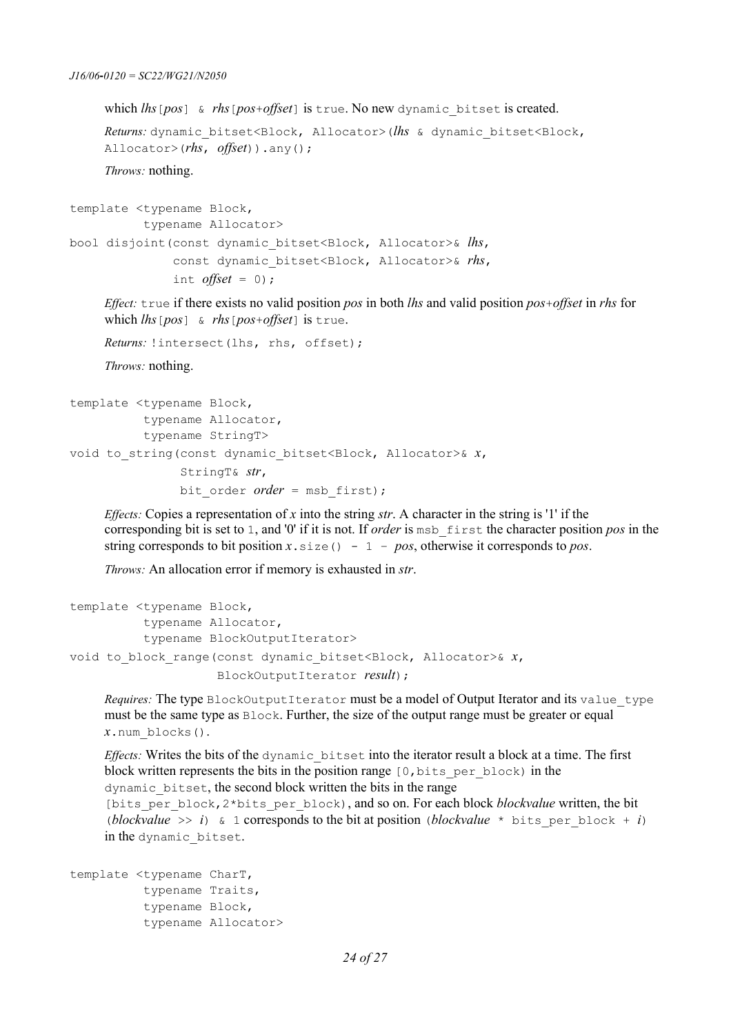which *lhs*`[`*pos*`] & ` *rhs*`[`*pos*+*offset*`]` is `true`. No new `dynamic_bitset` is created.

*Returns:* `dynamic_bitset<Block, Allocator>(`*lhs* `& dynamic_bitset<Block, Allocator>(`*rhs*`, ` *offset*`)).any();`

*Throws:* nothing.

```
template <typename Block,
          typename Allocator>
bool disjoint(const dynamic_bitset<Block, Allocator>& lhs,
              const dynamic_bitset<Block, Allocator>& rhs,
              int offset = 0);
```

*Effect:* `true` if there exists no valid position *pos* in both *lhs* and valid position *pos*+*offset* in *rhs* for which *lhs*`[`*pos*`] & ` *rhs*`[`*pos*+*offset*`]` is `true`.

*Returns:* `!intersect(lhs, rhs, offset);`

*Throws:* nothing.

```
template <typename Block,
          typename Allocator,
          typename StringT>
void to_string(const dynamic_bitset<Block, Allocator>& x,
               StringT& str,
               bit_order order = msb_first);
```

*Effects:* Copies a representation of *x* into the string *str*. A character in the string is '1' if the corresponding bit is set to `1`, and '0' if it is not. If *order* is `msb_first` the character position *pos* in the string corresponds to bit position *x*`.size() - 1 -` *pos*, otherwise it corresponds to *pos*.

*Throws:* An allocation error if memory is exhausted in *str*.

```
template <typename Block,
          typename Allocator,
          typename BlockOutputIterator>
void to_block_range(const dynamic_bitset<Block, Allocator>& x,
                    BlockOutputIterator result);
```

*Requires:* The type `BlockOutputIterator` must be a model of Output Iterator and its `value_type` must be the same type as `Block`. Further, the size of the output range must be greater or equal *x*`.num_blocks()`.

*Effects:* Writes the bits of the `dynamic_bitset` into the iterator result a block at a time. The first block written represents the bits in the position range `[0,bits_per_block)` in the `dynamic_bitset`, the second block written the bits in the range `[bits_per_block,2*bits_per_block)`, and so on. For each block *blockvalue* written, the bit `(`*blockvalue* `>>` *i*`) & 1` corresponds to the bit at position `(`*blockvalue* `* bits_per_block +` *i*`)` in the `dynamic_bitset`.

```
template <typename CharT,
          typename Traits,
          typename Block,
          typename Allocator>
```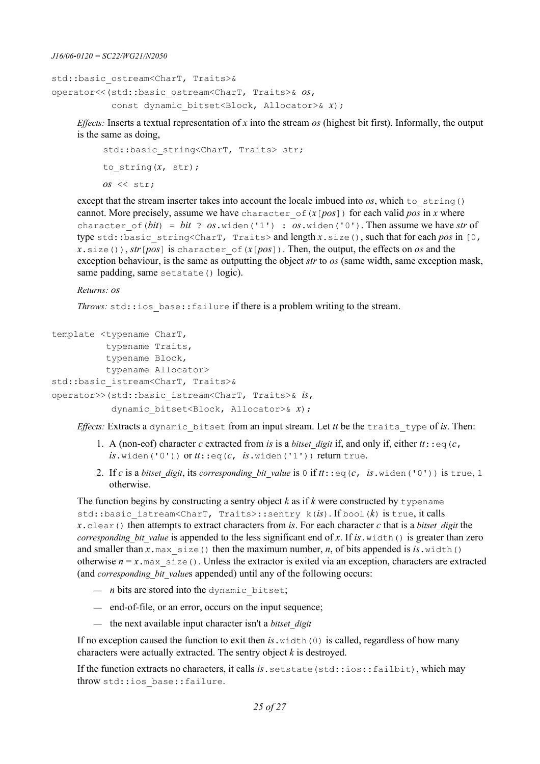```
std::basic_ostream<CharT, Traits>&
operator<<(std::basic_ostream<CharT, Traits>& os,
           const dynamic_bitset<Block, Allocator>& x);
```

*Effects:* Inserts a textual representation of *x* into the stream *os* (highest bit first). Informally, the output is the same as doing,

```
std::basic_string<CharT, Traits> str;
to_string(x, str);
os << str;
```

except that the stream inserter takes into account the locale imbued into *os*, which `to_string()` cannot. More precisely, assume we have `character_of(x[pos])` for each valid *pos* in *x* where `character_of(bit) = bit ? os.widen('1') : os.widen('0')`. Then assume we have *str* of type `std::basic_string<CharT, Traits>` and length `x.size()`, such that for each *pos* in `[0, x.size())`, `str[pos]` is `character_of(x[pos])`. Then, the output, the effects on *os* and the exception behaviour, is the same as outputting the object *str* to *os* (same width, same exception mask, same padding, same `setstate()` logic).

*Returns:* `os`

*Throws:* `std::ios_base::failure` if there is a problem writing to the stream.

```
template <typename CharT,
          typename Traits,
          typename Block,
          typename Allocator>
std::basic_istream<CharT, Traits>&
operator>>(std::basic_istream<CharT, Traits>& is,
           dynamic_bitset<Block, Allocator>& x);
```

*Effects:* Extracts a `dynamic_bitset` from an input stream. Let *tt* be the `traits_type` of *is*. Then:

1. A (non-eof) character *c* extracted from *is* is a *bitset_digit* if, and only if, either `tt::eq(c, is.widen('0'))` or `tt::eq(c, is.widen('1'))` return `true`.
2. If *c* is a *bitset_digit*, its *corresponding_bit_value* is `0` if `tt::eq(c, is.widen('0'))` is `true`, `1` otherwise.

The function begins by constructing a sentry object *k* as if *k* were constructed by `typename std::basic_istream<CharT, Traits>::sentry k(is)`. If `bool(k)` is `true`, it calls `x.clear()` then attempts to extract characters from *is*. For each character *c* that is a *bitset_digit* the *corresponding_bit_value* is appended to the less significant end of *x*. If `is.width()` is greater than zero and smaller than `x.max_size()` then the maximum number, *n*, of bits appended is `is.width()` otherwise *n* = `x.max_size()`. Unless the extractor is exited via an exception, characters are extracted (and *corresponding_bit_value*s appended) until any of the following occurs:

- *n* bits are stored into the `dynamic_bitset`;
- end-of-file, or an error, occurs on the input sequence;
- the next available input character isn't a *bitset_digit*

If no exception caused the function to exit then `is.width(0)` is called, regardless of how many characters were actually extracted. The sentry object *k* is destroyed.

If the function extracts no characters, it calls `is.setstate(std::ios::failbit)`, which may throw `std::ios_base::failure`.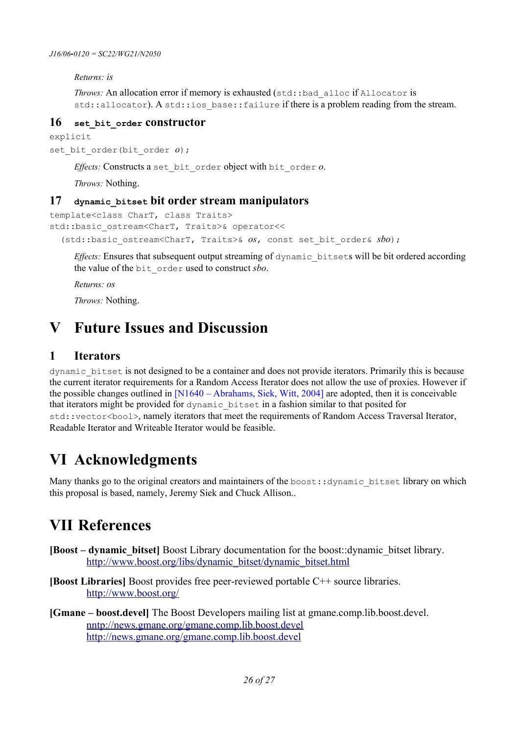*Returns:* is

*Throws:* An allocation error if memory is exhausted (`std::bad_alloc` if `Allocator` is `std::allocator`). A `std::ios_base::failure` if there is a problem reading from the stream.

### 16 `set_bit_order` constructor

```
explicit
set_bit_order(bit_order o);
```

*Effects:* Constructs a `set_bit_order` object with `bit_order` *o*.

*Throws:* Nothing.

### 17 `dynamic_bitset` bit order stream manipulators

```
template<class CharT, class Traits>
std::basic_ostream<CharT, Traits>& operator<<
  (std::basic_ostream<CharT, Traits>& os, const set_bit_order& sbo);
```

*Effects:* Ensures that subsequent output streaming of `dynamic_bitset`s will be bit ordered according the value of the `bit_order` used to construct *sbo*.

*Returns: os*

*Throws:* Nothing.

# V Future Issues and Discussion

## 1 Iterators

`dynamic_bitset` is not designed to be a container and does not provide iterators. Primarily this is because the current iterator requirements for a Random Access Iterator does not allow the use of proxies. However if the possible changes outlined in [N1640 – Abrahams, Siek, Witt, 2004] are adopted, then it is conceivable that iterators might be provided for `dynamic_bitset` in a fashion similar to that posited for `std::vector<bool>`, namely iterators that meet the requirements of Random Access Traversal Iterator, Readable Iterator and Writeable Iterator would be feasible.

# VI Acknowledgments

Many thanks go to the original creators and maintainers of the `boost::dynamic_bitset` library on which this proposal is based, namely, Jeremy Siek and Chuck Allison..

# VII References

**[Boost – dynamic_bitset]** Boost Library documentation for the boost::dynamic_bitset library.
http://www.boost.org/libs/dynamic_bitset/dynamic_bitset.html

**[Boost Libraries]** Boost provides free peer-reviewed portable C++ source libraries.
http://www.boost.org/

**[Gmane – boost.devel]** The Boost Developers mailing list at gmane.comp.lib.boost.devel.
nntp://news.gmane.org/gmane.comp.lib.boost.devel
http://news.gmane.org/gmane.comp.lib.boost.devel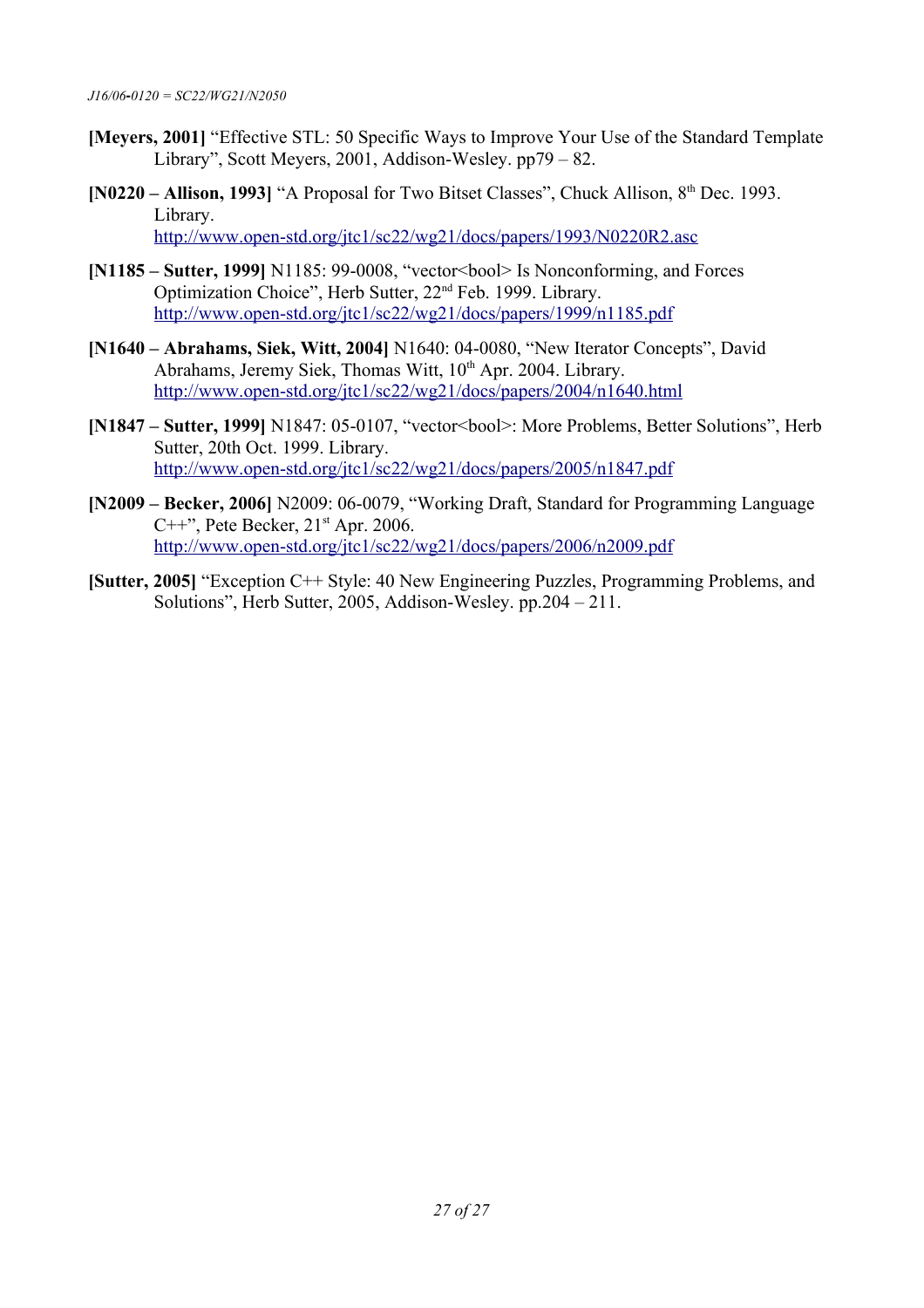**[Meyers, 2001]** "Effective STL: 50 Specific Ways to Improve Your Use of the Standard Template Library", Scott Meyers, 2001, Addison-Wesley. pp79 – 82.

**[N0220 – Allison, 1993]** "A Proposal for Two Bitset Classes", Chuck Allison, 8th Dec. 1993. Library.
http://www.open-std.org/jtc1/sc22/wg21/docs/papers/1993/N0220R2.asc

**[N1185 – Sutter, 1999]** N1185: 99-0008, "vector<bool> Is Nonconforming, and Forces Optimization Choice", Herb Sutter, 22nd Feb. 1999. Library.
http://www.open-std.org/jtc1/sc22/wg21/docs/papers/1999/n1185.pdf

**[N1640 – Abrahams, Siek, Witt, 2004]** N1640: 04-0080, "New Iterator Concepts", David Abrahams, Jeremy Siek, Thomas Witt, 10th Apr. 2004. Library.
http://www.open-std.org/jtc1/sc22/wg21/docs/papers/2004/n1640.html

**[N1847 – Sutter, 1999]** N1847: 05-0107, "vector<bool>: More Problems, Better Solutions", Herb Sutter, 20th Oct. 1999. Library.
http://www.open-std.org/jtc1/sc22/wg21/docs/papers/2005/n1847.pdf

**[N2009 – Becker, 2006]** N2009: 06-0079, "Working Draft, Standard for Programming Language C++", Pete Becker, 21st Apr. 2006.
http://www.open-std.org/jtc1/sc22/wg21/docs/papers/2006/n2009.pdf

**[Sutter, 2005]** "Exception C++ Style: 40 New Engineering Puzzles, Programming Problems, and Solutions", Herb Sutter, 2005, Addison-Wesley. pp.204 – 211.